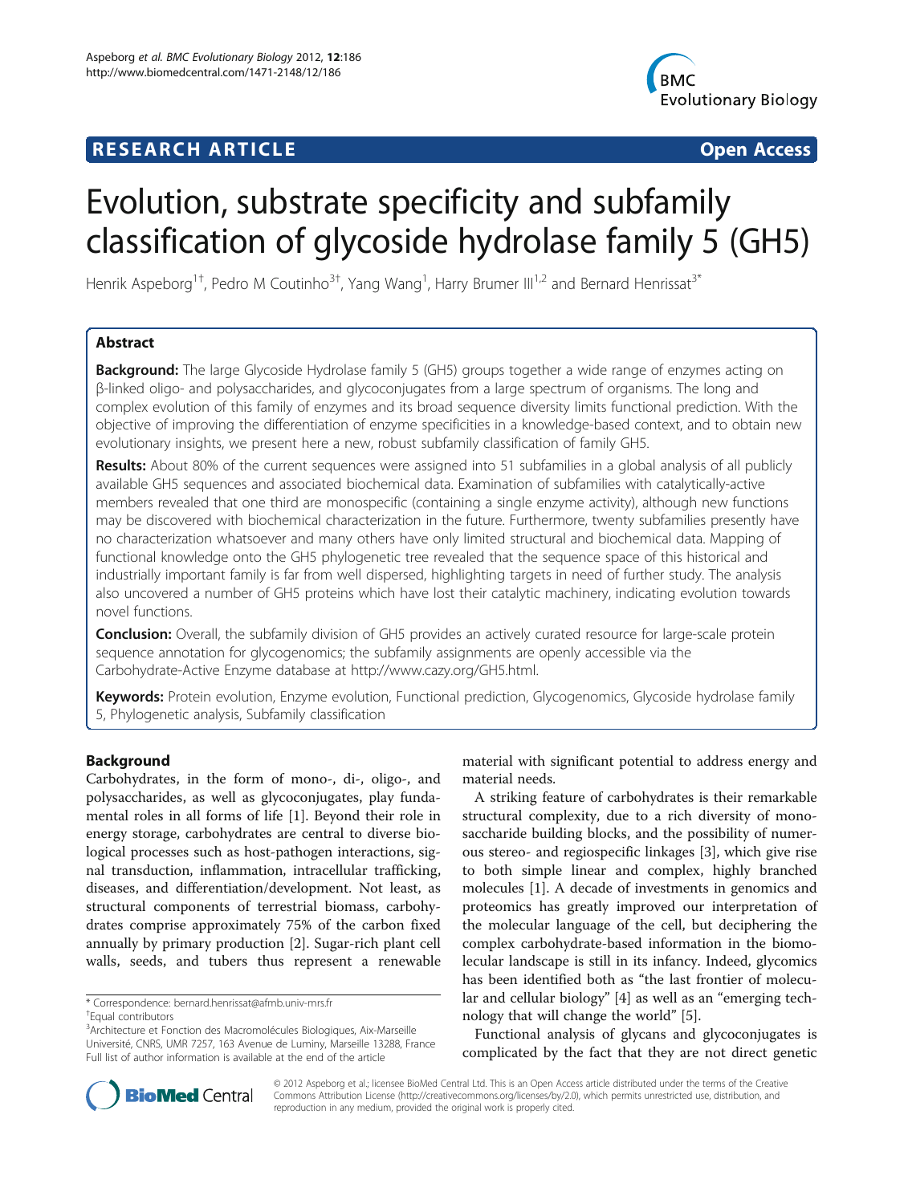**RESEARCH ARTICLE** **Open Access**

# Evolution, substrate specificity and subfamily classification of glycoside hydrolase family 5 (GH5)

Henrik Aspeborg[1†], Pedro M Coutinho[3†], Yang Wang[1], Harry Brumer III[1,2] and Bernard Henrissat[3*]

## Abstract

**Background:** The large Glycoside Hydrolase family 5 (GH5) groups together a wide range of enzymes acting on β-linked oligo- and polysaccharides, and glycoconjugates from a large spectrum of organisms. The long and complex evolution of this family of enzymes and its broad sequence diversity limits functional prediction. With the objective of improving the differentiation of enzyme specificities in a knowledge-based context, and to obtain new evolutionary insights, we present here a new, robust subfamily classification of family GH5.

**Results:** About 80% of the current sequences were assigned into 51 subfamilies in a global analysis of all publicly available GH5 sequences and associated biochemical data. Examination of subfamilies with catalytically-active members revealed that one third are monospecific (containing a single enzyme activity), although new functions may be discovered with biochemical characterization in the future. Furthermore, twenty subfamilies presently have no characterization whatsoever and many others have only limited structural and biochemical data. Mapping of functional knowledge onto the GH5 phylogenetic tree revealed that the sequence space of this historical and industrially important family is far from well dispersed, highlighting targets in need of further study. The analysis also uncovered a number of GH5 proteins which have lost their catalytic machinery, indicating evolution towards novel functions.

**Conclusion:** Overall, the subfamily division of GH5 provides an actively curated resource for large-scale protein sequence annotation for glycogenomics; the subfamily assignments are openly accessible via the Carbohydrate-Active Enzyme database at http://www.cazy.org/GH5.html.

**Keywords:** Protein evolution, Enzyme evolution, Functional prediction, Glycogenomics, Glycoside hydrolase family 5, Phylogenetic analysis, Subfamily classification

## Background

Carbohydrates, in the form of mono-, di-, oligo-, and polysaccharides, as well as glycoconjugates, play fundamental roles in all forms of life [1]. Beyond their role in energy storage, carbohydrates are central to diverse biological processes such as host-pathogen interactions, signal transduction, inflammation, intracellular trafficking, diseases, and differentiation/development. Not least, as structural components of terrestrial biomass, carbohydrates comprise approximately 75% of the carbon fixed annually by primary production [2]. Sugar-rich plant cell walls, seeds, and tubers thus represent a renewable material with significant potential to address energy and material needs.

A striking feature of carbohydrates is their remarkable structural complexity, due to a rich diversity of monosaccharide building blocks, and the possibility of numerous stereo- and regiospecific linkages [3], which give rise to both simple linear and complex, highly branched molecules [1]. A decade of investments in genomics and proteomics has greatly improved our interpretation of the molecular language of the cell, but deciphering the complex carbohydrate-based information in the biomolecular landscape is still in its infancy. Indeed, glycomics has been identified both as "the last frontier of molecular and cellular biology" [4] as well as an "emerging technology that will change the world" [5].

Functional analysis of glycans and glycoconjugates is complicated by the fact that they are not direct genetic

\* Correspondence: bernard.henrissat@afmb.univ-mrs.fr
†Equal contributors
[3]Architecture et Fonction des Macromolécules Biologiques, Aix-Marseille Université, CNRS, UMR 7257, 163 Avenue de Luminy, Marseille 13288, France
Full list of author information is available at the end of the article

© 2012 Aspeborg et al.; licensee BioMed Central Ltd. This is an Open Access article distributed under the terms of the Creative Commons Attribution License (http://creativecommons.org/licenses/by/2.0), which permits unrestricted use, distribution, and reproduction in any medium, provided the original work is properly cited.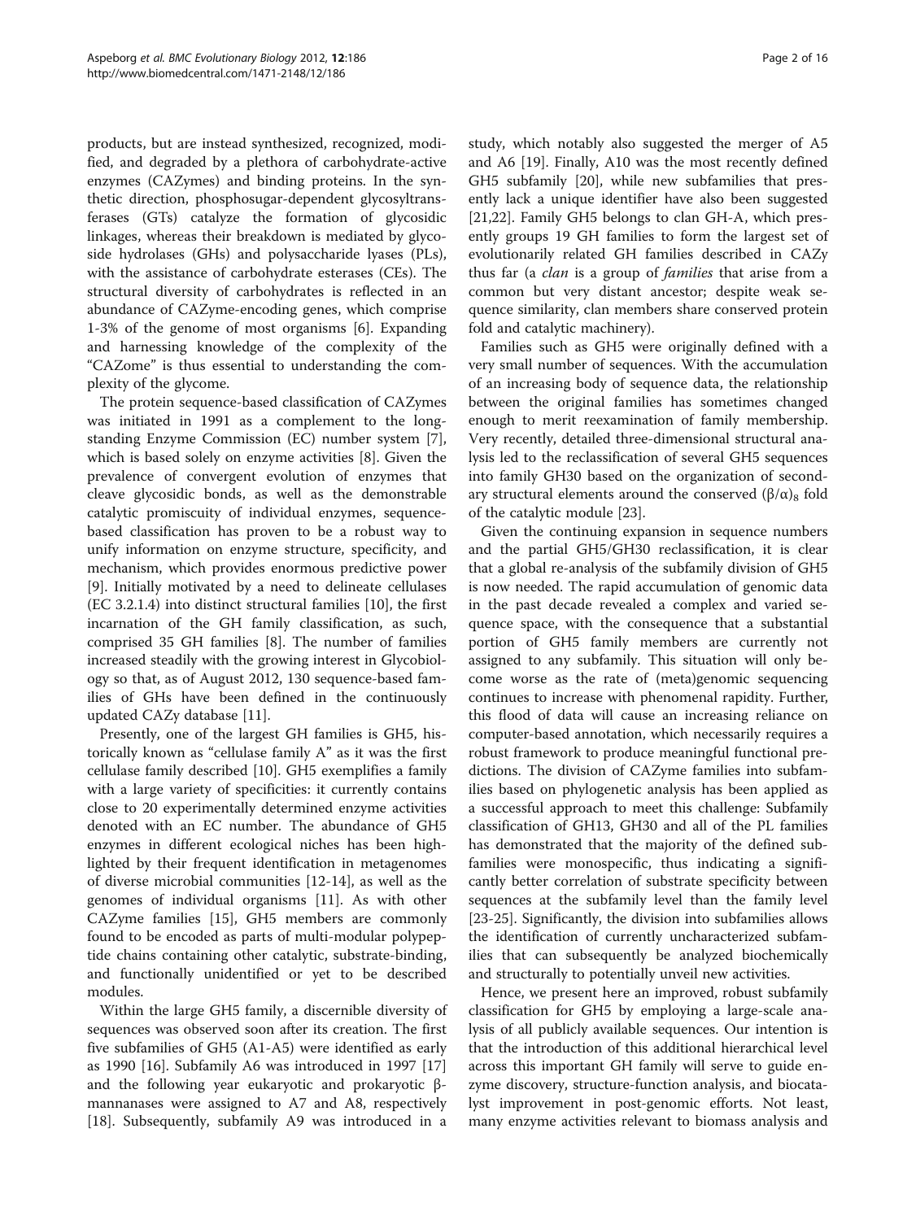products, but are instead synthesized, recognized, modified, and degraded by a plethora of carbohydrate-active enzymes (CAZymes) and binding proteins. In the synthetic direction, phosphosugar-dependent glycosyltransferases (GTs) catalyze the formation of glycosidic linkages, whereas their breakdown is mediated by glycoside hydrolases (GHs) and polysaccharide lyases (PLs), with the assistance of carbohydrate esterases (CEs). The structural diversity of carbohydrates is reflected in an abundance of CAZyme-encoding genes, which comprise 1-3% of the genome of most organisms [6]. Expanding and harnessing knowledge of the complexity of the "CAZome" is thus essential to understanding the complexity of the glycome.

The protein sequence-based classification of CAZymes was initiated in 1991 as a complement to the long-standing Enzyme Commission (EC) number system [7], which is based solely on enzyme activities [8]. Given the prevalence of convergent evolution of enzymes that cleave glycosidic bonds, as well as the demonstrable catalytic promiscuity of individual enzymes, sequence-based classification has proven to be a robust way to unify information on enzyme structure, specificity, and mechanism, which provides enormous predictive power [9]. Initially motivated by a need to delineate cellulases (EC 3.2.1.4) into distinct structural families [10], the first incarnation of the GH family classification, as such, comprised 35 GH families [8]. The number of families increased steadily with the growing interest in Glycobiology so that, as of August 2012, 130 sequence-based families of GHs have been defined in the continuously updated CAZy database [11].

Presently, one of the largest GH families is GH5, historically known as "cellulase family A" as it was the first cellulase family described [10]. GH5 exemplifies a family with a large variety of specificities: it currently contains close to 20 experimentally determined enzyme activities denoted with an EC number. The abundance of GH5 enzymes in different ecological niches has been highlighted by their frequent identification in metagenomes of diverse microbial communities [12-14], as well as the genomes of individual organisms [11]. As with other CAZyme families [15], GH5 members are commonly found to be encoded as parts of multi-modular polypeptide chains containing other catalytic, substrate-binding, and functionally unidentified or yet to be described modules.

Within the large GH5 family, a discernible diversity of sequences was observed soon after its creation. The first five subfamilies of GH5 (A1-A5) were identified as early as 1990 [16]. Subfamily A6 was introduced in 1997 [17] and the following year eukaryotic and prokaryotic β-mannanases were assigned to A7 and A8, respectively [18]. Subsequently, subfamily A9 was introduced in a study, which notably also suggested the merger of A5 and A6 [19]. Finally, A10 was the most recently defined GH5 subfamily [20], while new subfamilies that presently lack a unique identifier have also been suggested [21,22]. Family GH5 belongs to clan GH-A, which presently groups 19 GH families to form the largest set of evolutionarily related GH families described in CAZy thus far (a *clan* is a group of *families* that arise from a common but very distant ancestor; despite weak sequence similarity, clan members share conserved protein fold and catalytic machinery).

Families such as GH5 were originally defined with a very small number of sequences. With the accumulation of an increasing body of sequence data, the relationship between the original families has sometimes changed enough to merit reexamination of family membership. Very recently, detailed three-dimensional structural analysis led to the reclassification of several GH5 sequences into family GH30 based on the organization of secondary structural elements around the conserved $(\beta/\alpha)_8$ fold of the catalytic module [23].

Given the continuing expansion in sequence numbers and the partial GH5/GH30 reclassification, it is clear that a global re-analysis of the subfamily division of GH5 is now needed. The rapid accumulation of genomic data in the past decade revealed a complex and varied sequence space, with the consequence that a substantial portion of GH5 family members are currently not assigned to any subfamily. This situation will only become worse as the rate of (meta)genomic sequencing continues to increase with phenomenal rapidity. Further, this flood of data will cause an increasing reliance on computer-based annotation, which necessarily requires a robust framework to produce meaningful functional predictions. The division of CAZyme families into subfamilies based on phylogenetic analysis has been applied as a successful approach to meet this challenge: Subfamily classification of GH13, GH30 and all of the PL families has demonstrated that the majority of the defined subfamilies were monospecific, thus indicating a significantly better correlation of substrate specificity between sequences at the subfamily level than the family level [23-25]. Significantly, the division into subfamilies allows the identification of currently uncharacterized subfamilies that can subsequently be analyzed biochemically and structurally to potentially unveil new activities.

Hence, we present here an improved, robust subfamily classification for GH5 by employing a large-scale analysis of all publicly available sequences. Our intention is that the introduction of this additional hierarchical level across this important GH family will serve to guide enzyme discovery, structure-function analysis, and biocatalyst improvement in post-genomic efforts. Not least, many enzyme activities relevant to biomass analysis and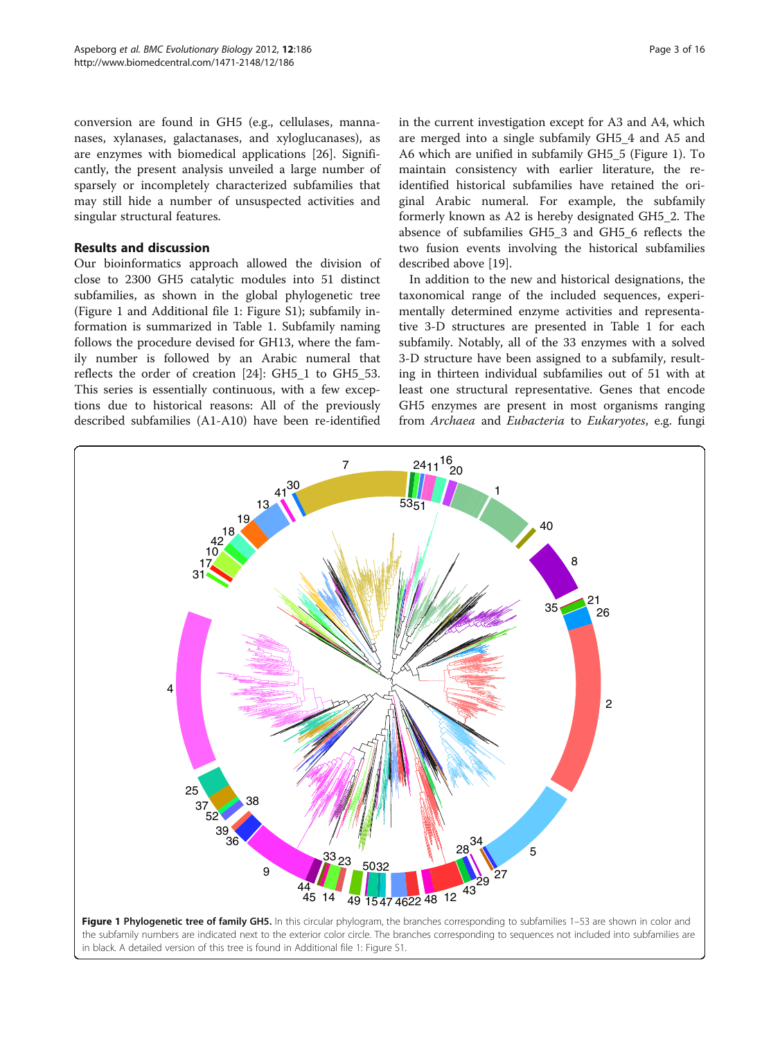conversion are found in GH5 (e.g., cellulases, mannanases, xylanases, galactanases, and xyloglucanases), as are enzymes with biomedical applications [26]. Significantly, the present analysis unveiled a large number of sparsely or incompletely characterized subfamilies that may still hide a number of unsuspected activities and singular structural features.

## Results and discussion

Our bioinformatics approach allowed the division of close to 2300 GH5 catalytic modules into 51 distinct subfamilies, as shown in the global phylogenetic tree (Figure 1 and Additional file 1: Figure S1); subfamily information is summarized in Table 1. Subfamily naming follows the procedure devised for GH13, where the family number is followed by an Arabic numeral that reflects the order of creation [24]: GH5_1 to GH5_53. This series is essentially continuous, with a few exceptions due to historical reasons: All of the previously described subfamilies (A1-A10) have been re-identified in the current investigation except for A3 and A4, which are merged into a single subfamily GH5_4 and A5 and A6 which are unified in subfamily GH5_5 (Figure 1). To maintain consistency with earlier literature, the re-identified historical subfamilies have retained the original Arabic numeral. For example, the subfamily formerly known as A2 is hereby designated GH5_2. The absence of subfamilies GH5_3 and GH5_6 reflects the two fusion events involving the historical subfamilies described above [19].

In addition to the new and historical designations, the taxonomical range of the included sequences, experimentally determined enzyme activities and representative 3-D structures are presented in Table 1 for each subfamily. Notably, all of the 33 enzymes with a solved 3-D structure have been assigned to a subfamily, resulting in thirteen individual subfamilies out of 51 with at least one structural representative. Genes that encode GH5 enzymes are present in most organisms ranging from *Archaea* and *Eubacteria* to *Eukaryotes*, e.g. fungi

**Figure 1 Phylogenetic tree of family GH5.** In this circular phylogram, the branches corresponding to subfamilies 1–53 are shown in color and the subfamily numbers are indicated next to the exterior color circle. The branches corresponding to sequences not included into subfamilies are in black. A detailed version of this tree is found in Additional file 1: Figure S1.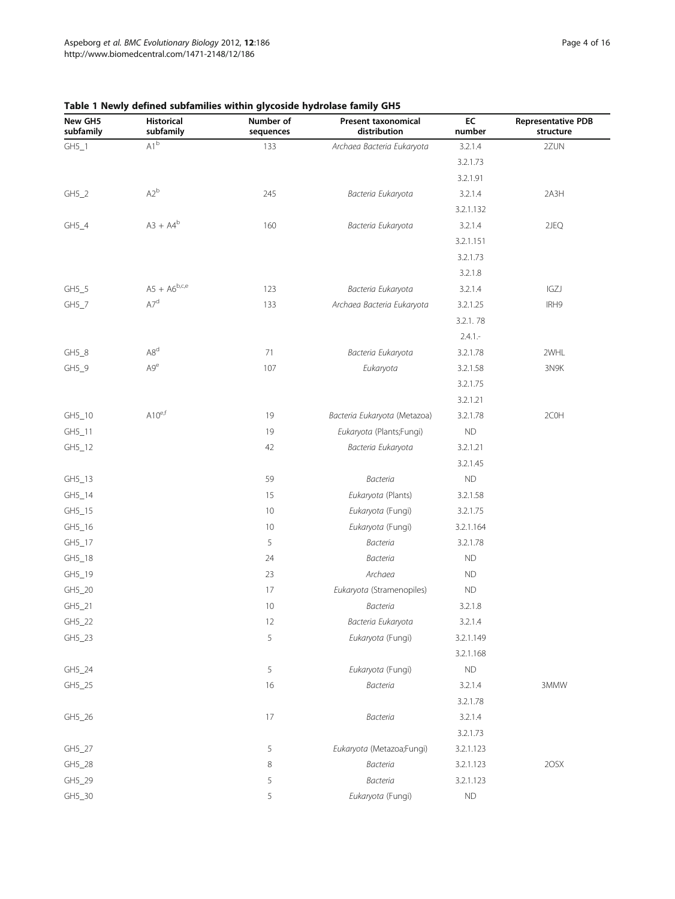**Table 1 Newly defined subfamilies within glycoside hydrolase family GH5**

| New GH5 subfamily | Historical subfamily | Number of sequences | Present taxonomical distribution | EC number | Representative PDB structure |
|---|---|---|---|---|---|
| GH5_1 | A1[b] | 133 | *Archaea Bacteria Eukaryota* | 3.2.1.4 | 2ZUN |
| | | | | 3.2.1.73 | |
| | | | | 3.2.1.91 | |
| GH5_2 | A2[b] | 245 | *Bacteria Eukaryota* | 3.2.1.4 | 2A3H |
| | | | | 3.2.1.132 | |
| GH5_4 | A3 + A4[b] | 160 | *Bacteria Eukaryota* | 3.2.1.4 | 2JEQ |
| | | | | 3.2.1.151 | |
| | | | | 3.2.1.73 | |
| | | | | 3.2.1.8 | |
| GH5_5 | A5 + A6[b,c,e] | 123 | *Bacteria Eukaryota* | 3.2.1.4 | IGZJ |
| GH5_7 | A7[d] | 133 | *Archaea Bacteria Eukaryota* | 3.2.1.25 | IRH9 |
| | | | | 3.2.1. 78 | |
| | | | | 2.4.1.- | |
| GH5_8 | A8[d] | 71 | *Bacteria Eukaryota* | 3.2.1.78 | 2WHL |
| GH5_9 | A9[e] | 107 | *Eukaryota* | 3.2.1.58 | 3N9K |
| | | | | 3.2.1.75 | |
| | | | | 3.2.1.21 | |
| GH5_10 | A10[e,f] | 19 | *Bacteria Eukaryota* (Metazoa) | 3.2.1.78 | 2C0H |
| GH5_11 | | 19 | *Eukaryota* (Plants;Fungi) | ND | |
| GH5_12 | | 42 | *Bacteria Eukaryota* | 3.2.1.21 | |
| | | | | 3.2.1.45 | |
| GH5_13 | | 59 | *Bacteria* | ND | |
| GH5_14 | | 15 | *Eukaryota* (Plants) | 3.2.1.58 | |
| GH5_15 | | 10 | *Eukaryota* (Fungi) | 3.2.1.75 | |
| GH5_16 | | 10 | *Eukaryota* (Fungi) | 3.2.1.164 | |
| GH5_17 | | 5 | *Bacteria* | 3.2.1.78 | |
| GH5_18 | | 24 | *Bacteria* | ND | |
| GH5_19 | | 23 | *Archaea* | ND | |
| GH5_20 | | 17 | *Eukaryota* (Stramenopiles) | ND | |
| GH5_21 | | 10 | *Bacteria* | 3.2.1.8 | |
| GH5_22 | | 12 | *Bacteria Eukaryota* | 3.2.1.4 | |
| GH5_23 | | 5 | *Eukaryota* (Fungi) | 3.2.1.149 | |
| | | | | 3.2.1.168 | |
| GH5_24 | | 5 | *Eukaryota* (Fungi) | ND | |
| GH5_25 | | 16 | *Bacteria* | 3.2.1.4 | 3MMW |
| | | | | 3.2.1.78 | |
| GH5_26 | | 17 | *Bacteria* | 3.2.1.4 | |
| | | | | 3.2.1.73 | |
| GH5_27 | | 5 | *Eukaryota* (Metazoa;Fungi) | 3.2.1.123 | |
| GH5_28 | | 8 | *Bacteria* | 3.2.1.123 | 2OSX |
| GH5_29 | | 5 | *Bacteria* | 3.2.1.123 | |
| GH5_30 | | 5 | *Eukaryota* (Fungi) | ND | |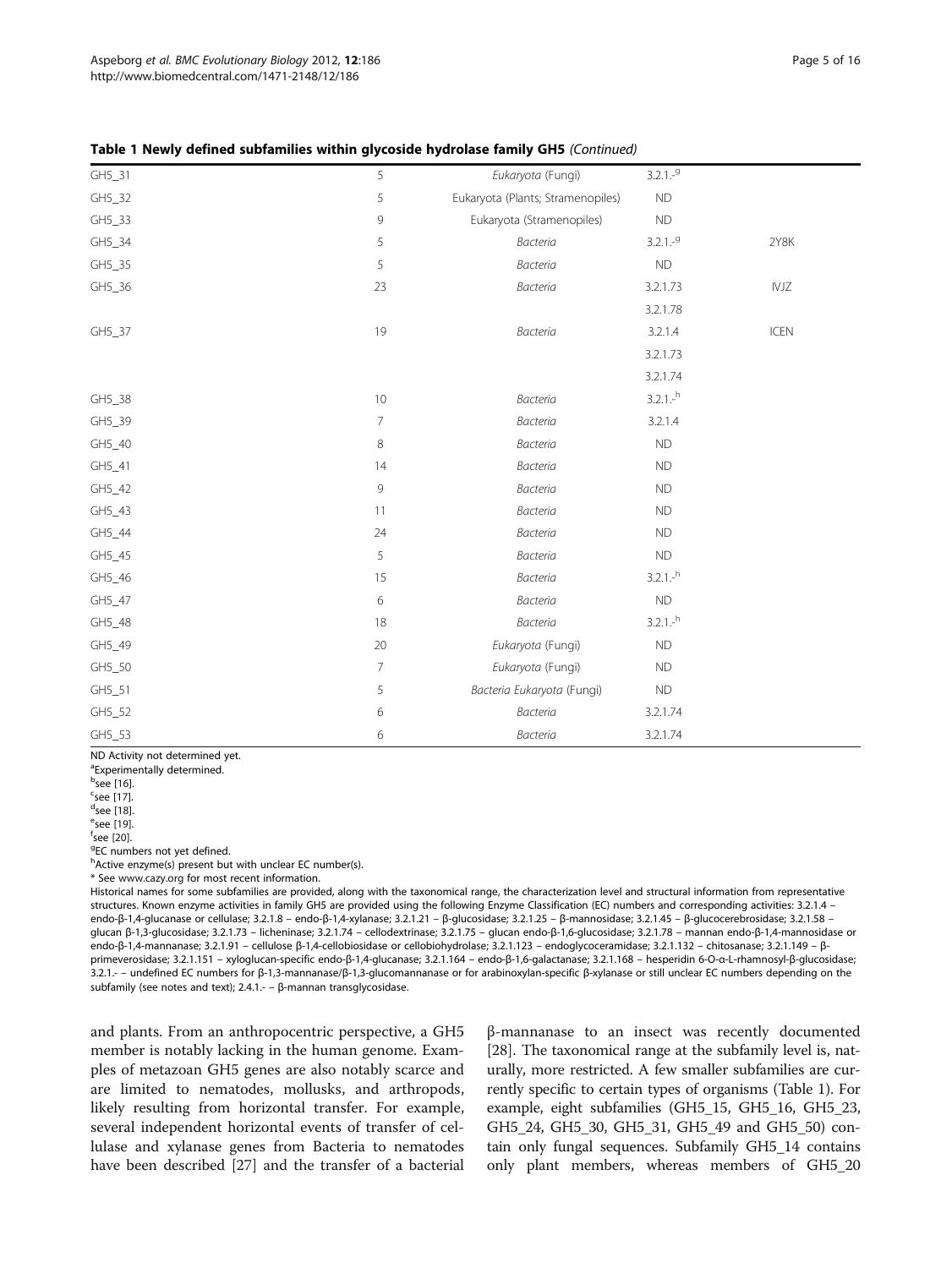**Table 1 Newly defined subfamilies within glycoside hydrolase family GH5** *(Continued)*

| | | | | |
|---|---|---|---|---|
| GH5_31 | 5 | *Eukaryota* (Fungi) | 3.2.1.-[g] | |
| GH5_32 | 5 | Eukaryota (Plants; Stramenopiles) | ND | |
| GH5_33 | 9 | Eukaryota (Stramenopiles) | ND | |
| GH5_34 | 5 | *Bacteria* | 3.2.1.-[g] | 2Y8K |
| GH5_35 | 5 | *Bacteria* | ND | |
| GH5_36 | 23 | *Bacteria* | 3.2.1.73 | IVJZ |
| | | | 3.2.1.78 | |
| GH5_37 | 19 | *Bacteria* | 3.2.1.4 | ICEN |
| | | | 3.2.1.73 | |
| | | | 3.2.1.74 | |
| GH5_38 | 10 | *Bacteria* | 3.2.1.-[h] | |
| GH5_39 | 7 | *Bacteria* | 3.2.1.4 | |
| GH5_40 | 8 | *Bacteria* | ND | |
| GH5_41 | 14 | *Bacteria* | ND | |
| GH5_42 | 9 | *Bacteria* | ND | |
| GH5_43 | 11 | *Bacteria* | ND | |
| GH5_44 | 24 | *Bacteria* | ND | |
| GH5_45 | 5 | *Bacteria* | ND | |
| GH5_46 | 15 | *Bacteria* | 3.2.1.-[h] | |
| GH5_47 | 6 | *Bacteria* | ND | |
| GH5_48 | 18 | *Bacteria* | 3.2.1.-[h] | |
| GH5_49 | 20 | *Eukaryota* (Fungi) | ND | |
| GH5_50 | 7 | *Eukaryota* (Fungi) | ND | |
| GH5_51 | 5 | *Bacteria Eukaryota* (Fungi) | ND | |
| GH5_52 | 6 | *Bacteria* | 3.2.1.74 | |
| GH5_53 | 6 | *Bacteria* | 3.2.1.74 | |

ND Activity not determined yet.
[a]Experimentally determined.
[b]see [16].
[c]see [17].
[d]see [18].
[e]see [19].
[f]see [20].
[g]EC numbers not yet defined.
[h]Active enzyme(s) present but with unclear EC number(s).
* See www.cazy.org for most recent information.
Historical names for some subfamilies are provided, along with the taxonomical range, the characterization level and structural information from representative structures. Known enzyme activities in family GH5 are provided using the following Enzyme Classification (EC) numbers and corresponding activities: 3.2.1.4 – endo-β-1,4-glucanase or cellulase; 3.2.1.8 – endo-β-1,4-xylanase; 3.2.1.21 – β-glucosidase; 3.2.1.25 – β-mannosidase; 3.2.1.45 – β-glucocerebrosidase; 3.2.1.58 – glucan β-1,3-glucosidase; 3.2.1.73 – licheninase; 3.2.1.74 – cellodextrinase; 3.2.1.75 – glucan endo-β-1,6-glucosidase; 3.2.1.78 – mannan endo-β-1,4-mannosidase or endo-β-1,4-mannanase; 3.2.1.91 – cellulose β-1,4-cellobiosidase or cellobiohydrolase; 3.2.1.123 – endoglycoceramidase; 3.2.1.132 – chitosanase; 3.2.1.149 – β-primeverosidase; 3.2.1.151 – xyloglucan-specific endo-β-1,4-glucanase; 3.2.1.164 – endo-β-1,6-galactanase; 3.2.1.168 – hesperidin 6-O-α-L-rhamnosyl-β-glucosidase; 3.2.1.- – undefined EC numbers for β-1,3-mannanase/β-1,3-glucomannanase or for arabinoxylan-specific β-xylanase or still unclear EC numbers depending on the subfamily (see notes and text); 2.4.1.- – β-mannan transglycosidase.

and plants. From an anthropocentric perspective, a GH5 member is notably lacking in the human genome. Examples of metazoan GH5 genes are also notably scarce and are limited to nematodes, mollusks, and arthropods, likely resulting from horizontal transfer. For example, several independent horizontal events of transfer of cellulase and xylanase genes from Bacteria to nematodes have been described [27] and the transfer of a bacterial β-mannanase to an insect was recently documented [28]. The taxonomical range at the subfamily level is, naturally, more restricted. A few smaller subfamilies are currently specific to certain types of organisms (Table 1). For example, eight subfamilies (GH5_15, GH5_16, GH5_23, GH5_24, GH5_30, GH5_31, GH5_49 and GH5_50) contain only fungal sequences. Subfamily GH5_14 contains only plant members, whereas members of GH5_20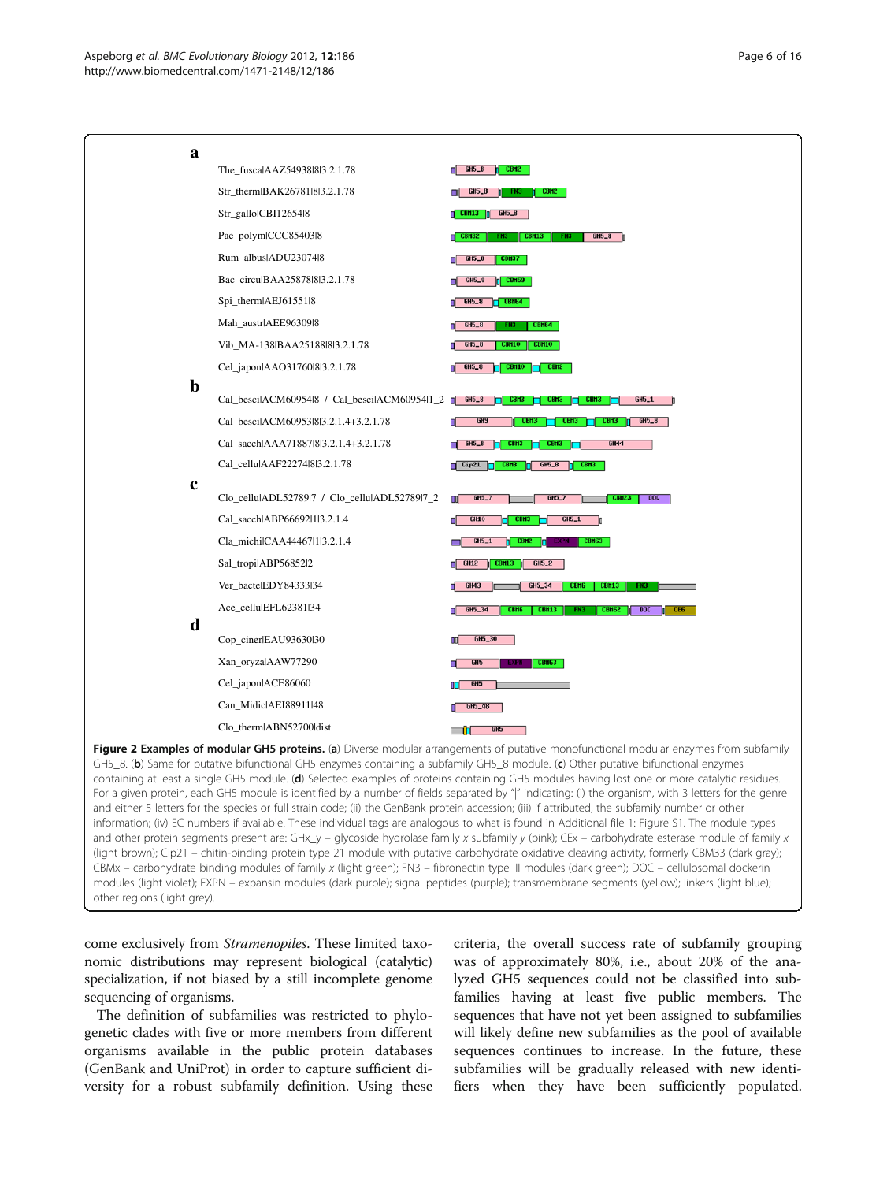**a**

The_fusca|AAZ54938|8|3.2.1.78

Str_therm|BAK26781|8|3.2.1.78

Str_gallo|CBI12654|8

Pae_polym|CCC85403|8

Rum_albus|ADU23074|8

Bac_circu|BAA25878|8|3.2.1.78

Spi_therm|AEJ61551|8

Mah_austr|AEE96309|8

Vib_MA-138|BAA25188|8|3.2.1.78

Cel_japon|AAO31760|8|3.2.1.78

**b**

Cal_bescii|ACM60954|8 / Cal_bescii|ACM60954|1_2

Cal_bescii|ACM60953|8|3.2.1.4+3.2.1.78

Cal_sacch|AAA71887|8|3.2.1.4+3.2.1.78

Cal_cellu|AAF22274|8|3.2.1.78

**c**

Clo_cellu|ADL52789|7 / Clo_cellu|ADL52789|7_2

Cal_sacch|ABP66692|1|3.2.1.4

Cla_michi|CAA44467|1|3.2.1.4

Sal_tropi|ABP56852|2

Ver_bacte|EDY84333|34

Ace_cellu|EFL62381|34

**d**

Cop_ciner|EAU93630|30

Xan_oryza|AAW77290

Cel_japon|ACE86060

Can_Midic|AEI88911|48

Clo_therm|ABN52700|dist

GH5_8 CBM2
GH5_8 FN3 CBM2
CBM13 GH5_8
CBM32 FN3 CBM13 FN3 GH5_8
GH5_8 CBM37
GH5_8 CBM59
GH5_8 CBM64
GH5_8 FN3 CBM64
GH5_8 CBM10 CBM10
GH5_8 CBM10 CBM2
GH5_8 CBM3 CBM3 CBM3 GH5_1
GH9 CBM3 CBM3 CBM3 GH5_8
GH5_8 CBM3 CBM3 GH44
Cip21 CBM3 GH5_8 CBM3
GH5_7 GH5_7 CBM23 DOC
GH10 CBM3 GH5_1
GH5_1 CBM2 EXPN CBM63
GH12 CBM13 GH5_2
GH43 GH5_34 CBM6 CBM13 FN3
GH5_34 CBM6 CBM13 FN3 CBM62 DOC CE6
GH5_30
GH5 EXPN CBM63
GH5
GH5_48
GH5

**Figure 2 Examples of modular GH5 proteins.** (**a**) Diverse modular arrangements of putative monofunctional modular enzymes from subfamily GH5_8. (**b**) Same for putative bifunctional GH5 enzymes containing a subfamily GH5_8 module. (**c**) Other putative bifunctional enzymes containing at least a single GH5 module. (**d**) Selected examples of proteins containing GH5 modules having lost one or more catalytic residues. For a given protein, each GH5 module is identified by a number of fields separated by "|" indicating: (i) the organism, with 3 letters for the genre and either 5 letters for the species or full strain code; (ii) the GenBank protein accession; (iii) if attributed, the subfamily number or other information; (iv) EC numbers if available. These individual tags are analogous to what is found in Additional file 1: Figure S1. The module types and other protein segments present are: GHx_y – glycoside hydrolase family x subfamily y (pink); CEx – carbohydrate esterase module of family x (light brown); Cip21 – chitin-binding protein type 21 module with putative carbohydrate oxidative cleaving activity, formerly CBM33 (dark gray); CBMx – carbohydrate binding modules of family x (light green); FN3 – fibronectin type III modules (dark green); DOC – cellulosomal dockerin modules (light violet); EXPN – expansin modules (dark purple); signal peptides (purple); transmembrane segments (yellow); linkers (light blue); other regions (light grey).

come exclusively from *Stramenopiles*. These limited taxonomic distributions may represent biological (catalytic) specialization, if not biased by a still incomplete genome sequencing of organisms.

The definition of subfamilies was restricted to phylogenetic clades with five or more members from different organisms available in the public protein databases (GenBank and UniProt) in order to capture sufficient diversity for a robust subfamily definition. Using these criteria, the overall success rate of subfamily grouping was of approximately 80%, i.e., about 20% of the analyzed GH5 sequences could not be classified into subfamilies having at least five public members. The sequences that have not yet been assigned to subfamilies will likely define new subfamilies as the pool of available sequences continues to increase. In the future, these subfamilies will be gradually released with new identifiers when they have been sufficiently populated.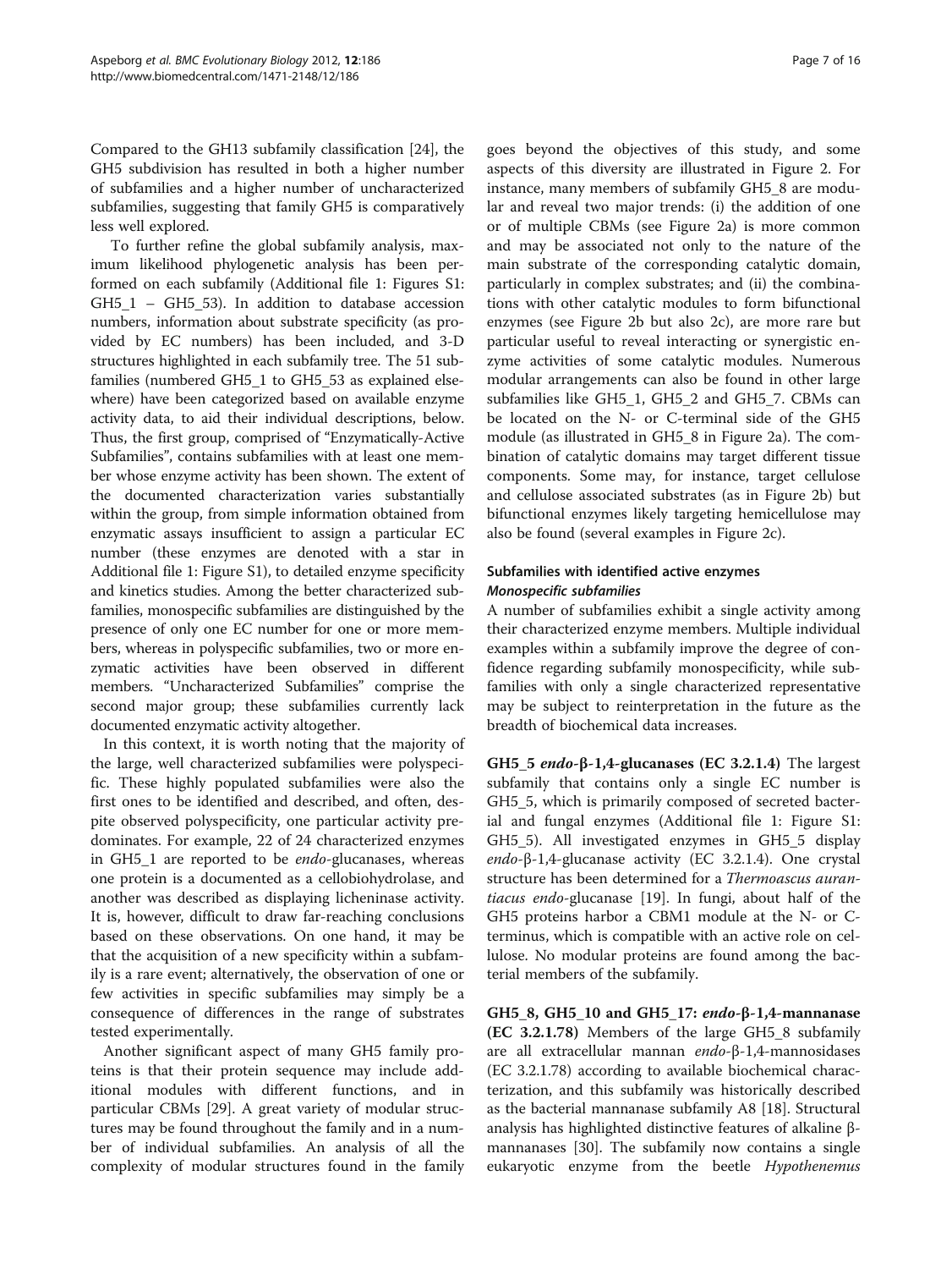Compared to the GH13 subfamily classification [24], the GH5 subdivision has resulted in both a higher number of subfamilies and a higher number of uncharacterized subfamilies, suggesting that family GH5 is comparatively less well explored.

To further refine the global subfamily analysis, maximum likelihood phylogenetic analysis has been performed on each subfamily (Additional file 1: Figures S1: GH5_1 – GH5_53). In addition to database accession numbers, information about substrate specificity (as provided by EC numbers) has been included, and 3-D structures highlighted in each subfamily tree. The 51 subfamilies (numbered GH5_1 to GH5_53 as explained elsewhere) have been categorized based on available enzyme activity data, to aid their individual descriptions, below. Thus, the first group, comprised of "Enzymatically-Active Subfamilies", contains subfamilies with at least one member whose enzyme activity has been shown. The extent of the documented characterization varies substantially within the group, from simple information obtained from enzymatic assays insufficient to assign a particular EC number (these enzymes are denoted with a star in Additional file 1: Figure S1), to detailed enzyme specificity and kinetics studies. Among the better characterized subfamilies, monospecific subfamilies are distinguished by the presence of only one EC number for one or more members, whereas in polyspecific subfamilies, two or more enzymatic activities have been observed in different members. "Uncharacterized Subfamilies" comprise the second major group; these subfamilies currently lack documented enzymatic activity altogether.

In this context, it is worth noting that the majority of the large, well characterized subfamilies were polyspecific. These highly populated subfamilies were also the first ones to be identified and described, and often, despite observed polyspecificity, one particular activity predominates. For example, 22 of 24 characterized enzymes in GH5_1 are reported to be *endo*-glucanases, whereas one protein is a documented as a cellobiohydrolase, and another was described as displaying licheninase activity. It is, however, difficult to draw far-reaching conclusions based on these observations. On one hand, it may be that the acquisition of a new specificity within a subfamily is a rare event; alternatively, the observation of one or few activities in specific subfamilies may simply be a consequence of differences in the range of substrates tested experimentally.

Another significant aspect of many GH5 family proteins is that their protein sequence may include additional modules with different functions, and in particular CBMs [29]. A great variety of modular structures may be found throughout the family and in a number of individual subfamilies. An analysis of all the complexity of modular structures found in the family goes beyond the objectives of this study, and some aspects of this diversity are illustrated in Figure 2. For instance, many members of subfamily GH5_8 are modular and reveal two major trends: (i) the addition of one or of multiple CBMs (see Figure 2a) is more common and may be associated not only to the nature of the main substrate of the corresponding catalytic domain, particularly in complex substrates; and (ii) the combinations with other catalytic modules to form bifunctional enzymes (see Figure 2b but also 2c), are more rare but particular useful to reveal interacting or synergistic enzyme activities of some catalytic modules. Numerous modular arrangements can also be found in other large subfamilies like GH5_1, GH5_2 and GH5_7. CBMs can be located on the N- or C-terminal side of the GH5 module (as illustrated in GH5_8 in Figure 2a). The combination of catalytic domains may target different tissue components. Some may, for instance, target cellulose and cellulose associated substrates (as in Figure 2b) but bifunctional enzymes likely targeting hemicellulose may also be found (several examples in Figure 2c).

## Subfamilies with identified active enzymes

### *Monospecific subfamilies*

A number of subfamilies exhibit a single activity among their characterized enzyme members. Multiple individual examples within a subfamily improve the degree of confidence regarding subfamily monospecificity, while subfamilies with only a single characterized representative may be subject to reinterpretation in the future as the breadth of biochemical data increases.

**GH5_5 *endo*-β-1,4-glucanases (EC 3.2.1.4)** The largest subfamily that contains only a single EC number is GH5_5, which is primarily composed of secreted bacterial and fungal enzymes (Additional file 1: Figure S1: GH5_5). All investigated enzymes in GH5_5 display *endo*-β-1,4-glucanase activity (EC 3.2.1.4). One crystal structure has been determined for a *Thermoascus aurantiacus endo*-glucanase [19]. In fungi, about half of the GH5 proteins harbor a CBM1 module at the N- or C-terminus, which is compatible with an active role on cellulose. No modular proteins are found among the bacterial members of the subfamily.

**GH5_8, GH5_10 and GH5_17: *endo*-β-1,4-mannanase (EC 3.2.1.78)** Members of the large GH5_8 subfamily are all extracellular mannan *endo*-β-1,4-mannosidases (EC 3.2.1.78) according to available biochemical characterization, and this subfamily was historically described as the bacterial mannanase subfamily A8 [18]. Structural analysis has highlighted distinctive features of alkaline β-mannanases [30]. The subfamily now contains a single eukaryotic enzyme from the beetle *Hypothenemus*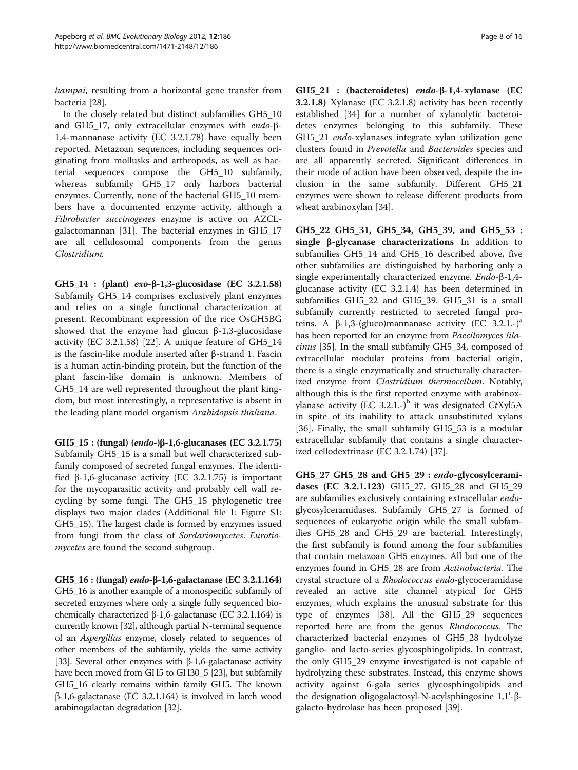*hampai*, resulting from a horizontal gene transfer from bacteria [28].

In the closely related but distinct subfamilies GH5_10 and GH5_17, only extracellular enzymes with *endo*-β-1,4-mannanase activity (EC 3.2.1.78) have equally been reported. Metazoan sequences, including sequences originating from mollusks and arthropods, as well as bacterial sequences compose the GH5_10 subfamily, whereas subfamily GH5_17 only harbors bacterial enzymes. Currently, none of the bacterial GH5_10 members have a documented enzyme activity, although a *Fibrobacter succinogenes* enzyme is active on AZCL-galactomannan [31]. The bacterial enzymes in GH5_17 are all cellulosomal components from the genus *Clostridium.*

**GH5_14 : (plant) *exo*-β-1,3-glucosidase (EC 3.2.1.58)** Subfamily GH5_14 comprises exclusively plant enzymes and relies on a single functional characterization at present. Recombinant expression of the rice OsGH5BG showed that the enzyme had glucan β-1,3-glucosidase activity (EC 3.2.1.58) [22]. A unique feature of GH5_14 is the fascin-like module inserted after β-strand 1. Fascin is a human actin-binding protein, but the function of the plant fascin-like domain is unknown. Members of GH5_14 are well represented throughout the plant kingdom, but most interestingly, a representative is absent in the leading plant model organism *Arabidopsis thaliana*.

**GH5_15 : (fungal) (*endo*-)β-1,6-glucanases (EC 3.2.1.75)** Subfamily GH5_15 is a small but well characterized subfamily composed of secreted fungal enzymes. The identified β-1,6-glucanase activity (EC 3.2.1.75) is important for the mycoparasitic activity and probably cell wall recycling by some fungi. The GH5_15 phylogenetic tree displays two major clades (Additional file 1: Figure S1: GH5_15). The largest clade is formed by enzymes issued from fungi from the class of *Sordariomycetes*. *Eurotiomycetes* are found the second subgroup.

**GH5_16 : (fungal) *endo*-β-1,6-galactanase (EC 3.2.1.164)** GH5_16 is another example of a monospecific subfamily of secreted enzymes where only a single fully sequenced biochemically characterized β-1,6-galactanase (EC 3.2.1.164) is currently known [32], although partial N-terminal sequence of an *Aspergillus* enzyme, closely related to sequences of other members of the subfamily, yields the same activity [33]. Several other enzymes with β-1,6-galactanase activity have been moved from GH5 to GH30_5 [23], but subfamily GH5_16 clearly remains within family GH5. The known β-1,6-galactanase (EC 3.2.1.164) is involved in larch wood arabinogalactan degradation [32].

**GH5_21 : (bacteroidetes) *endo*-β-1,4-xylanase (EC 3.2.1.8)** Xylanase (EC 3.2.1.8) activity has been recently established [34] for a number of xylanolytic bacteroidetes enzymes belonging to this subfamily. These GH5_21 *endo*-xylanases integrate xylan utilization gene clusters found in *Prevotella* and *Bacteroides* species and are all apparently secreted. Significant differences in their mode of action have been observed, despite the inclusion in the same subfamily. Different GH5_21 enzymes were shown to release different products from wheat arabinoxylan [34].

**GH5_22 GH5_31, GH5_34, GH5_39, and GH5_53 : single β-glycanase characterizations** In addition to subfamilies GH5_14 and GH5_16 described above, five other subfamilies are distinguished by harboring only a single experimentally characterized enzyme. *Endo*-β-1,4-glucanase activity (EC 3.2.1.4) has been determined in subfamilies GH5_22 and GH5_39. GH5_31 is a small subfamily currently restricted to secreted fungal proteins. A β-1,3-(gluco)mannanase activity (EC 3.2.1.-)[a] has been reported for an enzyme from *Paecilomyces lilacinus* [35]. In the small subfamily GH5_34, composed of extracellular modular proteins from bacterial origin, there is a single enzymatically and structurally characterized enzyme from *Clostridium thermocellum*. Notably, although this is the first reported enzyme with arabinoxylanase activity (EC 3.2.1.-)[b] it was designated *Ct*Xyl5A in spite of its inability to attack unsubstituted xylans [36]. Finally, the small subfamily GH5_53 is a modular extracellular subfamily that contains a single characterized cellodextrinase (EC 3.2.1.74) [37].

**GH5_27 GH5_28 and GH5_29 : *endo*-glycosylceramidases (EC 3.2.1.123)** GH5_27, GH5_28 and GH5_29 are subfamilies exclusively containing extracellular *endo*-glycosylceramidases. Subfamily GH5_27 is formed of sequences of eukaryotic origin while the small subfamilies GH5_28 and GH5_29 are bacterial. Interestingly, the first subfamily is found among the four subfamilies that contain metazoan GH5 enzymes. All but one of the enzymes found in GH5_28 are from *Actinobacteria*. The crystal structure of a *Rhodococcus endo*-glycoceramidase revealed an active site channel atypical for GH5 enzymes, which explains the unusual substrate for this type of enzymes [38]. All the GH5_29 sequences reported here are from the genus *Rhodococcus.* The characterized bacterial enzymes of GH5_28 hydrolyze ganglio- and lacto-series glycosphingolipids. In contrast, the only GH5_29 enzyme investigated is not capable of hydrolyzing these substrates. Instead, this enzyme shows activity against 6-gala series glycosphingolipids and the designation oligogalactosyl-N-acylsphingosine 1,1'-β-galacto-hydrolase has been proposed [39].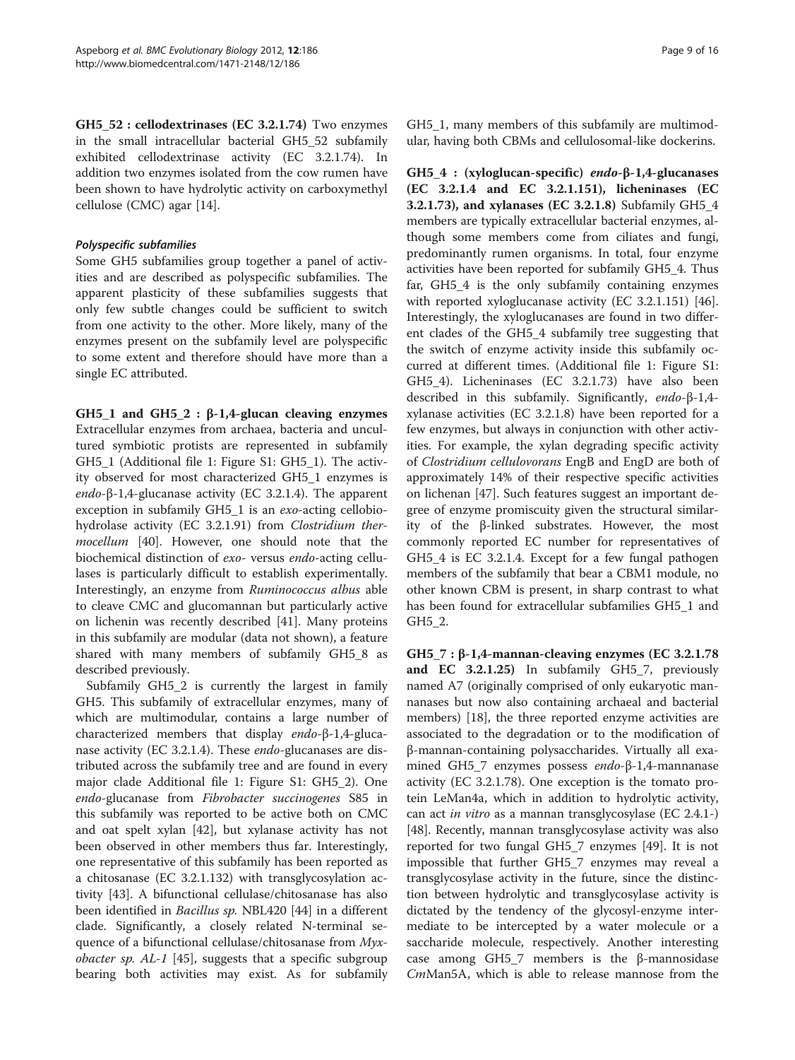**GH5_52 : cellodextrinases (EC 3.2.1.74)** Two enzymes in the small intracellular bacterial GH5_52 subfamily exhibited cellodextrinase activity (EC 3.2.1.74). In addition two enzymes isolated from the cow rumen have been shown to have hydrolytic activity on carboxymethyl cellulose (CMC) agar [14].

### *Polyspecific subfamilies*

Some GH5 subfamilies group together a panel of activities and are described as polyspecific subfamilies. The apparent plasticity of these subfamilies suggests that only few subtle changes could be sufficient to switch from one activity to the other. More likely, many of the enzymes present on the subfamily level are polyspecific to some extent and therefore should have more than a single EC attributed.

**GH5_1 and GH5_2 : β-1,4-glucan cleaving enzymes** Extracellular enzymes from archaea, bacteria and uncultured symbiotic protists are represented in subfamily GH5_1 (Additional file 1: Figure S1: GH5_1). The activity observed for most characterized GH5_1 enzymes is *endo*-β-1,4-glucanase activity (EC 3.2.1.4). The apparent exception in subfamily GH5_1 is an *exo*-acting cellobiohydrolase activity (EC 3.2.1.91) from *Clostridium thermocellum* [40]. However, one should note that the biochemical distinction of *exo-* versus *endo*-acting cellulases is particularly difficult to establish experimentally. Interestingly, an enzyme from *Ruminococcus albus* able to cleave CMC and glucomannan but particularly active on lichenin was recently described [41]. Many proteins in this subfamily are modular (data not shown), a feature shared with many members of subfamily GH5_8 as described previously.

Subfamily GH5_2 is currently the largest in family GH5. This subfamily of extracellular enzymes, many of which are multimodular, contains a large number of characterized members that display *endo*-β-1,4-glucanase activity (EC 3.2.1.4). These *endo*-glucanases are distributed across the subfamily tree and are found in every major clade Additional file 1: Figure S1: GH5_2). One *endo*-glucanase from *Fibrobacter succinogenes* S85 in this subfamily was reported to be active both on CMC and oat spelt xylan [42], but xylanase activity has not been observed in other members thus far. Interestingly, one representative of this subfamily has been reported as a chitosanase (EC 3.2.1.132) with transglycosylation activity [43]. A bifunctional cellulase/chitosanase has also been identified in *Bacillus sp.* NBL420 [44] in a different clade. Significantly, a closely related N-terminal sequence of a bifunctional cellulase/chitosanase from *Myxobacter sp. AL-1* [45], suggests that a specific subgroup bearing both activities may exist. As for subfamily GH5_1, many members of this subfamily are multimodular, having both CBMs and cellulosomal-like dockerins.

**GH5_4 : (xyloglucan-specific) *endo*-β-1,4-glucanases (EC 3.2.1.4 and EC 3.2.1.151), licheninases (EC 3.2.1.73), and xylanases (EC 3.2.1.8)** Subfamily GH5_4 members are typically extracellular bacterial enzymes, although some members come from ciliates and fungi, predominantly rumen organisms. In total, four enzyme activities have been reported for subfamily GH5_4. Thus far, GH5_4 is the only subfamily containing enzymes with reported xyloglucanase activity (EC 3.2.1.151) [46]. Interestingly, the xyloglucanases are found in two different clades of the GH5_4 subfamily tree suggesting that the switch of enzyme activity inside this subfamily occurred at different times. (Additional file 1: Figure S1: GH5_4). Licheninases (EC 3.2.1.73) have also been described in this subfamily. Significantly, *endo*-β-1,4-xylanase activities (EC 3.2.1.8) have been reported for a few enzymes, but always in conjunction with other activities. For example, the xylan degrading specific activity of *Clostridium cellulovorans* EngB and EngD are both of approximately 14% of their respective specific activities on lichenan [47]. Such features suggest an important degree of enzyme promiscuity given the structural similarity of the β-linked substrates. However, the most commonly reported EC number for representatives of GH5_4 is EC 3.2.1.4. Except for a few fungal pathogen members of the subfamily that bear a CBM1 module, no other known CBM is present, in sharp contrast to what has been found for extracellular subfamilies GH5_1 and GH5_2.

**GH5_7 : β-1,4-mannan-cleaving enzymes (EC 3.2.1.78 and EC 3.2.1.25)** In subfamily GH5_7, previously named A7 (originally comprised of only eukaryotic mannanases but now also containing archaeal and bacterial members) [18], the three reported enzyme activities are associated to the degradation or to the modification of β-mannan-containing polysaccharides. Virtually all examined GH5_7 enzymes possess *endo*-β-1,4-mannanase activity (EC 3.2.1.78). One exception is the tomato protein LeMan4a, which in addition to hydrolytic activity, can act *in vitro* as a mannan transglycosylase (EC 2.4.1-) [48]. Recently, mannan transglycosylase activity was also reported for two fungal GH5_7 enzymes [49]. It is not impossible that further GH5_7 enzymes may reveal a transglycosylase activity in the future, since the distinction between hydrolytic and transglycosylase activity is dictated by the tendency of the glycosyl-enzyme intermediate to be intercepted by a water molecule or a saccharide molecule, respectively. Another interesting case among GH5_7 members is the β-mannosidase *Cm*Man5A, which is able to release mannose from the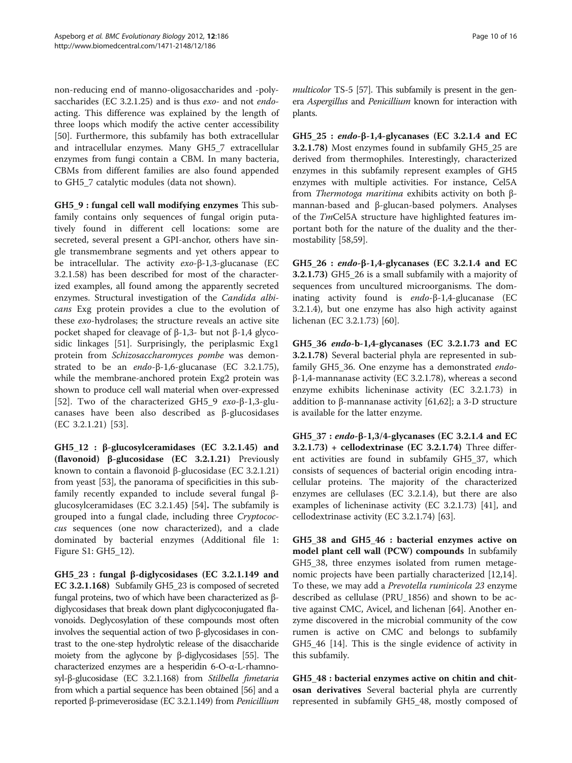non-reducing end of manno-oligosaccharides and -polysaccharides (EC 3.2.1.25) and is thus *exo*- and not *endo*-acting. This difference was explained by the length of three loops which modify the active center accessibility [50]. Furthermore, this subfamily has both extracellular and intracellular enzymes. Many GH5_7 extracellular enzymes from fungi contain a CBM. In many bacteria, CBMs from different families are also found appended to GH5_7 catalytic modules (data not shown).

**GH5_9 : fungal cell wall modifying enzymes** This subfamily contains only sequences of fungal origin putatively found in different cell locations: some are secreted, several present a GPI-anchor, others have single transmembrane segments and yet others appear to be intracellular. The activity *exo*-β-1,3-glucanase (EC 3.2.1.58) has been described for most of the characterized examples, all found among the apparently secreted enzymes. Structural investigation of the *Candida albicans* Exg protein provides a clue to the evolution of these *exo*-hydrolases; the structure reveals an active site pocket shaped for cleavage of β-1,3- but not β-1,4 glycosidic linkages [51]. Surprisingly, the periplasmic Exg1 protein from *Schizosaccharomyces pombe* was demonstrated to be an *endo*-β-1,6-glucanase (EC 3.2.1.75), while the membrane-anchored protein Exg2 protein was shown to produce cell wall material when over-expressed [52]. Two of the characterized GH5_9 *exo*-β-1,3-glucanases have been also described as β-glucosidases (EC 3.2.1.21) [53].

**GH5_12 : β-glucosylceramidases (EC 3.2.1.45) and (flavonoid) β-glucosidase (EC 3.2.1.21)** Previously known to contain a flavonoid β-glucosidase (EC 3.2.1.21) from yeast [53], the panorama of specificities in this subfamily recently expanded to include several fungal β-glucosylceramidases (EC 3.2.1.45) [54]. The subfamily is grouped into a fungal clade, including three *Cryptococcus* sequences (one now characterized), and a clade dominated by bacterial enzymes (Additional file 1: Figure S1: GH5_12).

**GH5_23 : fungal β-diglycosidases (EC 3.2.1.149 and EC 3.2.1.168)** Subfamily GH5_23 is composed of secreted fungal proteins, two of which have been characterized as β-diglycosidases that break down plant diglycoconjugated flavonoids. Deglycosylation of these compounds most often involves the sequential action of two β-glycosidases in contrast to the one-step hydrolytic release of the disaccharide moiety from the aglycone by β-diglycosidases [55]. The characterized enzymes are a hesperidin 6-O-α-L-rhamnosyl-β-glucosidase (EC 3.2.1.168) from *Stilbella fimetaria* from which a partial sequence has been obtained [56] and a reported β-primeverosidase (EC 3.2.1.149) from *Penicillium multicolor* TS-5 [57]. This subfamily is present in the genera *Aspergillus* and *Penicillium* known for interaction with plants.

**GH5_25 : *endo*-β-1,4-glycanases (EC 3.2.1.4 and EC 3.2.1.78)** Most enzymes found in subfamily GH5_25 are derived from thermophiles. Interestingly, characterized enzymes in this subfamily represent examples of GH5 enzymes with multiple activities. For instance, Cel5A from *Thermotoga maritima* exhibits activity on both β-mannan-based and β-glucan-based polymers. Analyses of the *Tm*Cel5A structure have highlighted features important both for the nature of the duality and the thermostability [58,59].

**GH5_26 : *endo*-β-1,4-glycanases (EC 3.2.1.4 and EC 3.2.1.73)** GH5_26 is a small subfamily with a majority of sequences from uncultured microorganisms. The dominating activity found is *endo*-β-1,4-glucanase (EC 3.2.1.4), but one enzyme has also high activity against lichenan (EC 3.2.1.73) [60].

**GH5_36 *endo*-b-1,4-glycanases (EC 3.2.1.73 and EC 3.2.1.78)** Several bacterial phyla are represented in subfamily GH5_36. One enzyme has a demonstrated *endo*-β-1,4-mannanase activity (EC 3.2.1.78), whereas a second enzyme exhibits licheninase activity (EC 3.2.1.73) in addition to β-mannanase activity [61,62]; a 3-D structure is available for the latter enzyme.

**GH5_37 : *endo*-β-1,3/4-glycanases (EC 3.2.1.4 and EC 3.2.1.73) + cellodextrinase (EC 3.2.1.74)** Three different activities are found in subfamily GH5_37, which consists of sequences of bacterial origin encoding intracellular proteins. The majority of the characterized enzymes are cellulases (EC 3.2.1.4), but there are also examples of licheninase activity (EC 3.2.1.73) [41], and cellodextrinase activity (EC 3.2.1.74) [63].

**GH5_38 and GH5_46 : bacterial enzymes active on model plant cell wall (PCW) compounds** In subfamily GH5_38, three enzymes isolated from rumen metagenomic projects have been partially characterized [12,14]. To these, we may add a *Prevotella ruminicola 23* enzyme described as cellulase (PRU_1856) and shown to be active against CMC, Avicel, and lichenan [64]. Another enzyme discovered in the microbial community of the cow rumen is active on CMC and belongs to subfamily GH5_46 [14]. This is the single evidence of activity in this subfamily.

**GH5_48 : bacterial enzymes active on chitin and chitosan derivatives** Several bacterial phyla are currently represented in subfamily GH5_48, mostly composed of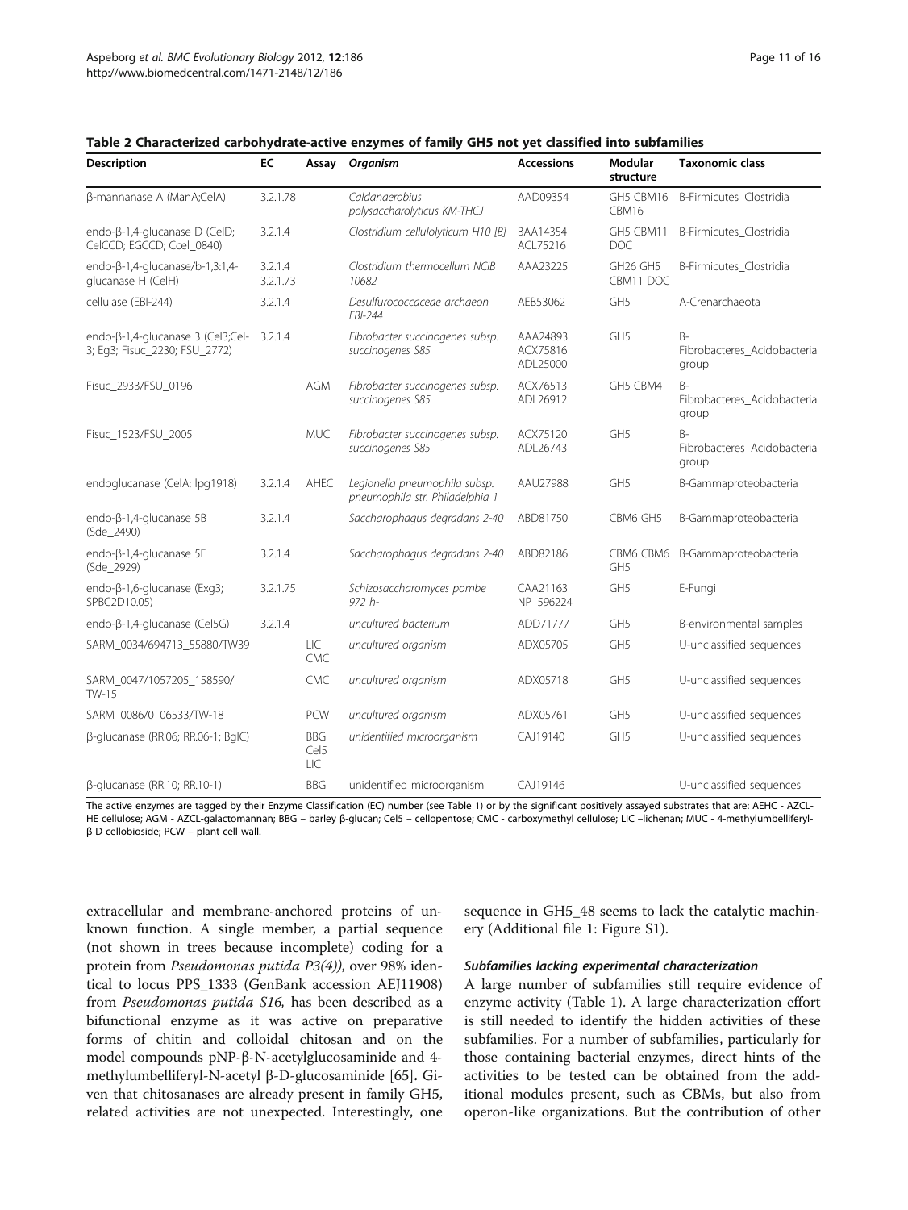**Table 2 Characterized carbohydrate-active enzymes of family GH5 not yet classified into subfamilies**

| Description | EC | Assay | Organism | Accessions | Modular structure | Taxonomic class |
|---|---|---|---|---|---|---|
| β-mannanase A (ManA;CelA) | 3.2.1.78 | | *Caldanaerobius polysaccharolyticus KM-THCJ* | AAD09354 | GH5 CBM16 CBM16 | B-Firmicutes_Clostridia |
| endo-β-1,4-glucanase D (CelD; CelCCD; EGCCD; Ccel_0840) | 3.2.1.4 | | *Clostridium cellulolyticum H10 [B]* | BAA14354 ACL75216 | GH5 CBM11 DOC | B-Firmicutes_Clostridia |
| endo-β-1,4-glucanase/b-1,3:1,4-glucanase H (CelH) | 3.2.1.4 3.2.1.73 | | *Clostridium thermocellum NCIB 10682* | AAA23225 | GH26 GH5 CBM11 DOC | B-Firmicutes_Clostridia |
| cellulase (EBI-244) | 3.2.1.4 | | *Desulfurococcaceae archaeon EBI-244* | AEB53062 | GH5 | A-Crenarchaeota |
| endo-β-1,4-glucanase 3 (Cel3;Cel-3; Eg3; Fisuc_2230; FSU_2772) | 3.2.1.4 | | *Fibrobacter succinogenes subsp. succinogenes S85* | AAA24893 ACX75816 ADL25000 | GH5 | B-Fibrobacteres_Acidobacteria group |
| Fisuc_2933/FSU_0196 | | AGM | *Fibrobacter succinogenes subsp. succinogenes S85* | ACX76513 ADL26912 | GH5 CBM4 | B-Fibrobacteres_Acidobacteria group |
| Fisuc_1523/FSU_2005 | | MUC | *Fibrobacter succinogenes subsp. succinogenes S85* | ACX75120 ADL26743 | GH5 | B-Fibrobacteres_Acidobacteria group |
| endoglucanase (CelA; lpg1918) | 3.2.1.4 | AHEC | *Legionella pneumophila subsp. pneumophila str. Philadelphia 1* | AAU27988 | GH5 | B-Gammaproteobacteria |
| endo-β-1,4-glucanase 5B (Sde_2490) | 3.2.1.4 | | *Saccharophagus degradans 2-40* | ABD81750 | CBM6 GH5 | B-Gammaproteobacteria |
| endo-β-1,4-glucanase 5E (Sde_2929) | 3.2.1.4 | | *Saccharophagus degradans 2-40* | ABD82186 | CBM6 CBM6 GH5 | B-Gammaproteobacteria |
| endo-β-1,6-glucanase (Exg3; SPBC2D10.05) | 3.2.1.75 | | *Schizosaccharomyces pombe 972 h-* | CAA21163 NP_596224 | GH5 | E-Fungi |
| endo-β-1,4-glucanase (Cel5G) | 3.2.1.4 | | *uncultured bacterium* | ADD71777 | GH5 | B-environmental samples |
| SARM_0034/694713_55880/TW39 | | LIC CMC | *uncultured organism* | ADX05705 | GH5 | U-unclassified sequences |
| SARM_0047/1057205_158590/TW-15 | | CMC | *uncultured organism* | ADX05718 | GH5 | U-unclassified sequences |
| SARM_0086/0_06533/TW-18 | | PCW | *uncultured organism* | ADX05761 | GH5 | U-unclassified sequences |
| β-glucanase (RR.06; RR.06-1; BglC) | | BBG Cel5 LIC | *unidentified microorganism* | CAJ19140 | GH5 | U-unclassified sequences |
| β-glucanase (RR.10; RR.10-1) | | BBG | unidentified microorganism | CAJ19146 | | U-unclassified sequences |

The active enzymes are tagged by their Enzyme Classification (EC) number (see Table 1) or by the significant positively assayed substrates that are: AEHC - AZCL-HE cellulose; AGM - AZCL-galactomannan; BBG – barley β-glucan; Cel5 – cellopentose; CMC - carboxymethyl cellulose; LIC –lichenan; MUC - 4-methylumbelliferyl-β-D-cellobioside; PCW – plant cell wall.

extracellular and membrane-anchored proteins of unknown function. A single member, a partial sequence (not shown in trees because incomplete) coding for a protein from *Pseudomonas putida P3(4))*, over 98% identical to locus PPS_1333 (GenBank accession AEJ11908) from *Pseudomonas putida S16*, has been described as a bifunctional enzyme as it was active on preparative forms of chitin and colloidal chitosan and on the model compounds pNP-β-N-acetylglucosaminide and 4-methylumbelliferyl-N-acetyl β-D-glucosaminide [65]**.** Given that chitosanases are already present in family GH5, related activities are not unexpected. Interestingly, one sequence in GH5_48 seems to lack the catalytic machinery (Additional file 1: Figure S1).

#### Subfamilies lacking experimental characterization

A large number of subfamilies still require evidence of enzyme activity (Table 1). A large characterization effort is still needed to identify the hidden activities of these subfamilies. For a number of subfamilies, particularly for those containing bacterial enzymes, direct hints of the activities to be tested can be obtained from the additional modules present, such as CBMs, but also from operon-like organizations. But the contribution of other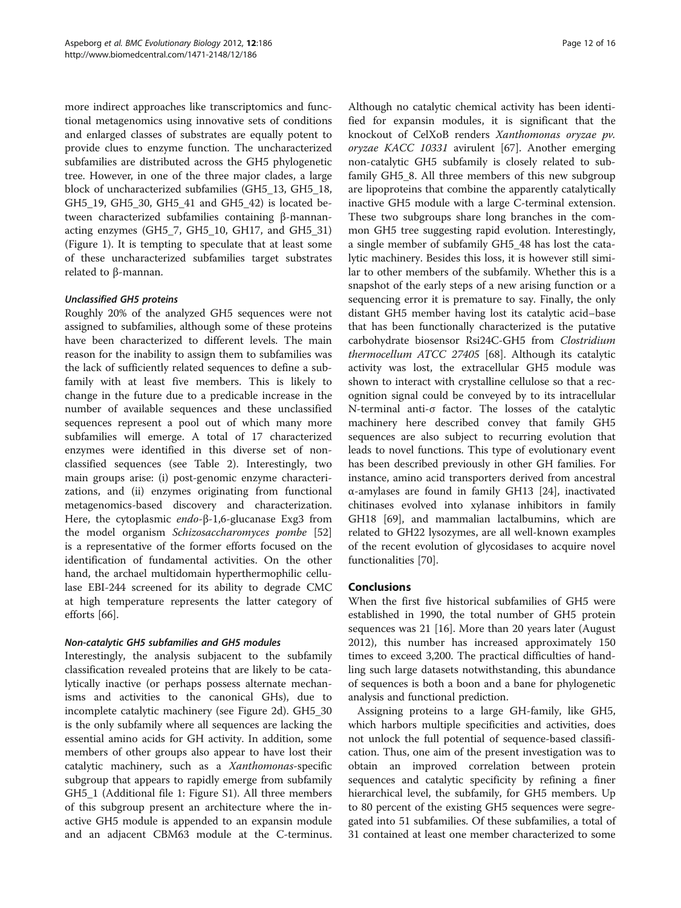more indirect approaches like transcriptomics and functional metagenomics using innovative sets of conditions and enlarged classes of substrates are equally potent to provide clues to enzyme function. The uncharacterized subfamilies are distributed across the GH5 phylogenetic tree. However, in one of the three major clades, a large block of uncharacterized subfamilies (GH5_13, GH5_18, GH5_19, GH5_30, GH5_41 and GH5_42) is located between characterized subfamilies containing β-mannan-acting enzymes (GH5_7, GH5_10, GH17, and GH5_31) (Figure 1). It is tempting to speculate that at least some of these uncharacterized subfamilies target substrates related to β-mannan.

#### Unclassified GH5 proteins

Roughly 20% of the analyzed GH5 sequences were not assigned to subfamilies, although some of these proteins have been characterized to different levels. The main reason for the inability to assign them to subfamilies was the lack of sufficiently related sequences to define a subfamily with at least five members. This is likely to change in the future due to a predicable increase in the number of available sequences and these unclassified sequences represent a pool out of which many more subfamilies will emerge. A total of 17 characterized enzymes were identified in this diverse set of non-classified sequences (see Table 2). Interestingly, two main groups arise: (i) post-genomic enzyme characterizations, and (ii) enzymes originating from functional metagenomics-based discovery and characterization. Here, the cytoplasmic *endo*-β-1,6-glucanase Exg3 from the model organism *Schizosaccharomyces pombe* [52] is a representative of the former efforts focused on the identification of fundamental activities. On the other hand, the archael multidomain hyperthermophilic cellulase EBI-244 screened for its ability to degrade CMC at high temperature represents the latter category of efforts [66].

#### Non-catalytic GH5 subfamilies and GH5 modules

Interestingly, the analysis subjacent to the subfamily classification revealed proteins that are likely to be catalytically inactive (or perhaps possess alternate mechanisms and activities to the canonical GHs), due to incomplete catalytic machinery (see Figure 2d). GH5_30 is the only subfamily where all sequences are lacking the essential amino acids for GH activity. In addition, some members of other groups also appear to have lost their catalytic machinery, such as a *Xanthomonas*-specific subgroup that appears to rapidly emerge from subfamily GH5_1 (Additional file 1: Figure S1). All three members of this subgroup present an architecture where the inactive GH5 module is appended to an expansin module and an adjacent CBM63 module at the C-terminus. Although no catalytic chemical activity has been identified for expansin modules, it is significant that the knockout of CelXoB renders *Xanthomonas oryzae pv. oryzae KACC 10331* avirulent [67]. Another emerging non-catalytic GH5 subfamily is closely related to subfamily GH5_8. All three members of this new subgroup are lipoproteins that combine the apparently catalytically inactive GH5 module with a large C-terminal extension. These two subgroups share long branches in the common GH5 tree suggesting rapid evolution. Interestingly, a single member of subfamily GH5_48 has lost the catalytic machinery. Besides this loss, it is however still similar to other members of the subfamily. Whether this is a snapshot of the early steps of a new arising function or a sequencing error it is premature to say. Finally, the only distant GH5 member having lost its catalytic acid–base that has been functionally characterized is the putative carbohydrate biosensor Rsi24C-GH5 from *Clostridium thermocellum ATCC 27405* [68]. Although its catalytic activity was lost, the extracellular GH5 module was shown to interact with crystalline cellulose so that a recognition signal could be conveyed by to its intracellular N-terminal anti-σ factor. The losses of the catalytic machinery here described convey that family GH5 sequences are also subject to recurring evolution that leads to novel functions. This type of evolutionary event has been described previously in other GH families. For instance, amino acid transporters derived from ancestral α-amylases are found in family GH13 [24], inactivated chitinases evolved into xylanase inhibitors in family GH18 [69], and mammalian lactalbumins, which are related to GH22 lysozymes, are all well-known examples of the recent evolution of glycosidases to acquire novel functionalities [70].

## Conclusions

When the first five historical subfamilies of GH5 were established in 1990, the total number of GH5 protein sequences was 21 [16]. More than 20 years later (August 2012), this number has increased approximately 150 times to exceed 3,200. The practical difficulties of handling such large datasets notwithstanding, this abundance of sequences is both a boon and a bane for phylogenetic analysis and functional prediction.

Assigning proteins to a large GH-family, like GH5, which harbors multiple specificities and activities, does not unlock the full potential of sequence-based classification. Thus, one aim of the present investigation was to obtain an improved correlation between protein sequences and catalytic specificity by refining a finer hierarchical level, the subfamily, for GH5 members. Up to 80 percent of the existing GH5 sequences were segregated into 51 subfamilies. Of these subfamilies, a total of 31 contained at least one member characterized to some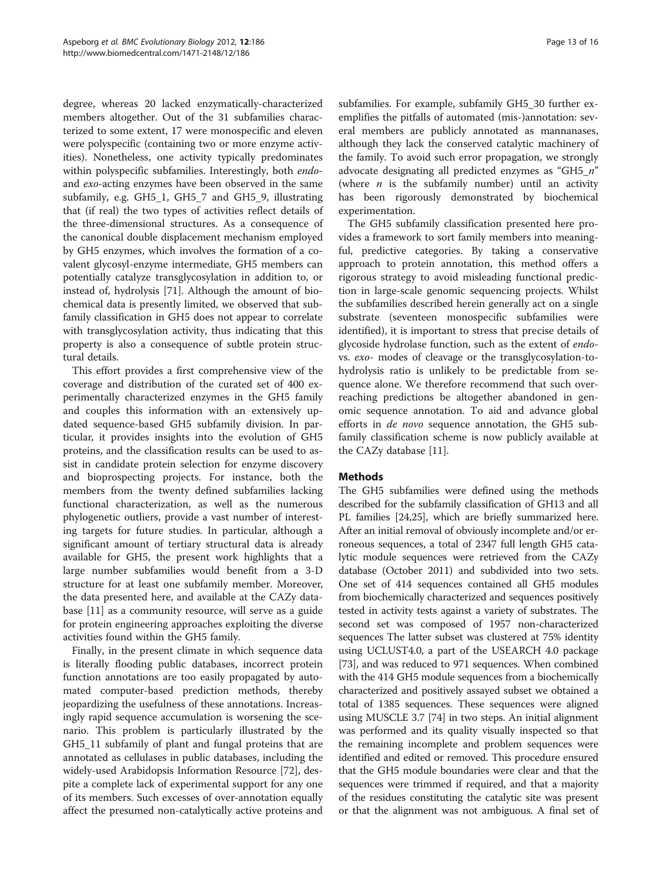degree, whereas 20 lacked enzymatically-characterized members altogether. Out of the 31 subfamilies characterized to some extent, 17 were monospecific and eleven were polyspecific (containing two or more enzyme activities). Nonetheless, one activity typically predominates within polyspecific subfamilies. Interestingly, both *endo*- and *exo*-acting enzymes have been observed in the same subfamily, e.g. GH5_1, GH5_7 and GH5_9, illustrating that (if real) the two types of activities reflect details of the three-dimensional structures. As a consequence of the canonical double displacement mechanism employed by GH5 enzymes, which involves the formation of a covalent glycosyl-enzyme intermediate, GH5 members can potentially catalyze transglycosylation in addition to, or instead of, hydrolysis [71]. Although the amount of biochemical data is presently limited, we observed that subfamily classification in GH5 does not appear to correlate with transglycosylation activity, thus indicating that this property is also a consequence of subtle protein structural details.

This effort provides a first comprehensive view of the coverage and distribution of the curated set of 400 experimentally characterized enzymes in the GH5 family and couples this information with an extensively updated sequence-based GH5 subfamily division. In particular, it provides insights into the evolution of GH5 proteins, and the classification results can be used to assist in candidate protein selection for enzyme discovery and bioprospecting projects. For instance, both the members from the twenty defined subfamilies lacking functional characterization, as well as the numerous phylogenetic outliers, provide a vast number of interesting targets for future studies. In particular, although a significant amount of tertiary structural data is already available for GH5, the present work highlights that a large number subfamilies would benefit from a 3-D structure for at least one subfamily member. Moreover, the data presented here, and available at the CAZy database [11] as a community resource, will serve as a guide for protein engineering approaches exploiting the diverse activities found within the GH5 family.

Finally, in the present climate in which sequence data is literally flooding public databases, incorrect protein function annotations are too easily propagated by automated computer-based prediction methods, thereby jeopardizing the usefulness of these annotations. Increasingly rapid sequence accumulation is worsening the scenario. This problem is particularly illustrated by the GH5_11 subfamily of plant and fungal proteins that are annotated as cellulases in public databases, including the widely-used Arabidopsis Information Resource [72], despite a complete lack of experimental support for any one of its members. Such excesses of over-annotation equally affect the presumed non-catalytically active proteins and subfamilies. For example, subfamily GH5_30 further exemplifies the pitfalls of automated (mis-)annotation: several members are publicly annotated as mannanases, although they lack the conserved catalytic machinery of the family. To avoid such error propagation, we strongly advocate designating all predicted enzymes as "GH5_*n*" (where *n* is the subfamily number) until an activity has been rigorously demonstrated by biochemical experimentation.

The GH5 subfamily classification presented here provides a framework to sort family members into meaningful, predictive categories. By taking a conservative approach to protein annotation, this method offers a rigorous strategy to avoid misleading functional prediction in large-scale genomic sequencing projects. Whilst the subfamilies described herein generally act on a single substrate (seventeen monospecific subfamilies were identified), it is important to stress that precise details of glycoside hydrolase function, such as the extent of *endo*- vs. *exo*- modes of cleavage or the transglycosylation-to-hydrolysis ratio is unlikely to be predictable from sequence alone. We therefore recommend that such over-reaching predictions be altogether abandoned in genomic sequence annotation. To aid and advance global efforts in *de novo* sequence annotation, the GH5 subfamily classification scheme is now publicly available at the CAZy database [11].

## Methods

The GH5 subfamilies were defined using the methods described for the subfamily classification of GH13 and all PL families [24,25], which are briefly summarized here. After an initial removal of obviously incomplete and/or erroneous sequences, a total of 2347 full length GH5 catalytic module sequences were retrieved from the CAZy database (October 2011) and subdivided into two sets. One set of 414 sequences contained all GH5 modules from biochemically characterized and sequences positively tested in activity tests against a variety of substrates. The second set was composed of 1957 non-characterized sequences The latter subset was clustered at 75% identity using UCLUST4.0, a part of the USEARCH 4.0 package [73], and was reduced to 971 sequences. When combined with the 414 GH5 module sequences from a biochemically characterized and positively assayed subset we obtained a total of 1385 sequences. These sequences were aligned using MUSCLE 3.7 [74] in two steps. An initial alignment was performed and its quality visually inspected so that the remaining incomplete and problem sequences were identified and edited or removed. This procedure ensured that the GH5 module boundaries were clear and that the sequences were trimmed if required, and that a majority of the residues constituting the catalytic site was present or that the alignment was not ambiguous. A final set of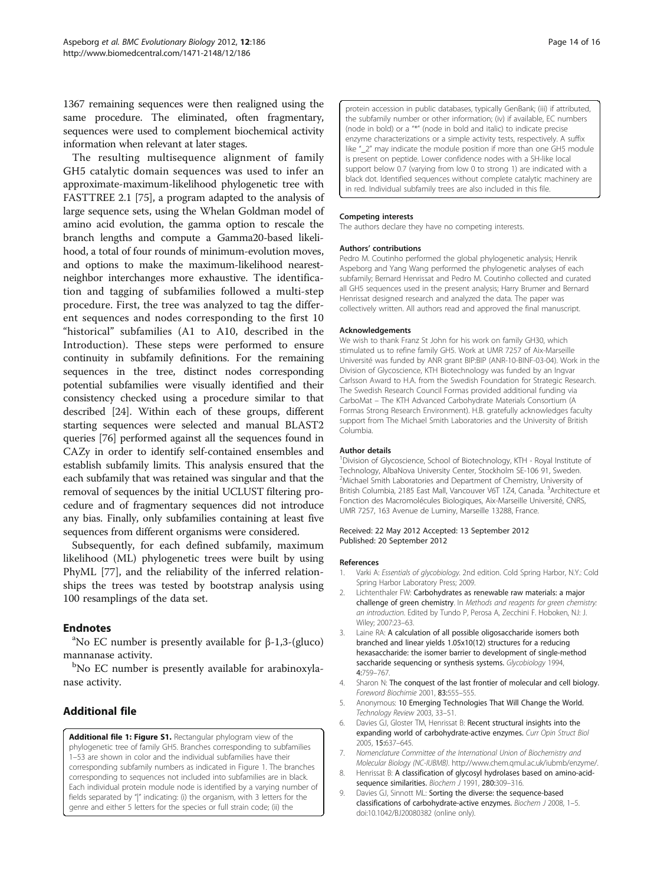1367 remaining sequences were then realigned using the same procedure. The eliminated, often fragmentary, sequences were used to complement biochemical activity information when relevant at later stages.

The resulting multisequence alignment of family GH5 catalytic domain sequences was used to infer an approximate-maximum-likelihood phylogenetic tree with FASTTREE 2.1 [75], a program adapted to the analysis of large sequence sets, using the Whelan Goldman model of amino acid evolution, the gamma option to rescale the branch lengths and compute a Gamma20-based likelihood, a total of four rounds of minimum-evolution moves, and options to make the maximum-likelihood nearest-neighbor interchanges more exhaustive. The identification and tagging of subfamilies followed a multi-step procedure. First, the tree was analyzed to tag the different sequences and nodes corresponding to the first 10 "historical" subfamilies (A1 to A10, described in the Introduction). These steps were performed to ensure continuity in subfamily definitions. For the remaining sequences in the tree, distinct nodes corresponding potential subfamilies were visually identified and their consistency checked using a procedure similar to that described [24]. Within each of these groups, different starting sequences were selected and manual BLAST2 queries [76] performed against all the sequences found in CAZy in order to identify self-contained ensembles and establish subfamily limits. This analysis ensured that the each subfamily that was retained was singular and that the removal of sequences by the initial UCLUST filtering procedure and of fragmentary sequences did not introduce any bias. Finally, only subfamilies containing at least five sequences from different organisms were considered.

Subsequently, for each defined subfamily, maximum likelihood (ML) phylogenetic trees were built by using PhyML [77], and the reliability of the inferred relationships the trees was tested by bootstrap analysis using 100 resamplings of the data set.

## Endnotes

[a]No EC number is presently available for β-1,3-(gluco) mannanase activity.

[b]No EC number is presently available for arabinoxylanase activity.

## Additional file

**Additional file 1: Figure S1.** Rectangular phylogram view of the phylogenetic tree of family GH5. Branches corresponding to subfamilies 1–53 are shown in color and the individual subfamilies have their corresponding subfamily numbers as indicated in Figure 1. The branches corresponding to sequences not included into subfamilies are in black. Each individual protein module node is identified by a varying number of fields separated by "|" indicating: (i) the organism, with 3 letters for the genre and either 5 letters for the species or full strain code; (ii) the protein accession in public databases, typically GenBank; (iii) if attributed, the subfamily number or other information; (iv) if available, EC numbers (node in bold) or a "*" (node in bold and italic) to indicate precise enzyme characterizations or a simple activity tests, respectively. A suffix like "_2" may indicate the module position if more than one GH5 module is present on peptide. Lower confidence nodes with a SH-like local support below 0.7 (varying from low 0 to strong 1) are indicated with a black dot. Identified sequences without complete catalytic machinery are in red. Individual subfamily trees are also included in this file.

#### Competing interests

The authors declare they have no competing interests.

#### Authors' contributions

Pedro M. Coutinho performed the global phylogenetic analysis; Henrik Aspeborg and Yang Wang performed the phylogenetic analyses of each subfamily; Bernard Henrissat and Pedro M. Coutinho collected and curated all GH5 sequences used in the present analysis; Harry Brumer and Bernard Henrissat designed research and analyzed the data. The paper was collectively written. All authors read and approved the final manuscript.

#### Acknowledgements

We wish to thank Franz St John for his work on family GH30, which stimulated us to refine family GH5. Work at UMR 7257 of Aix-Marseille Université was funded by ANR grant BIP:BIP (ANR-10-BINF-03-04). Work in the Division of Glycoscience, KTH Biotechnology was funded by an Ingvar Carlsson Award to H.A. from the Swedish Foundation for Strategic Research. The Swedish Research Council Formas provided additional funding via CarboMat – The KTH Advanced Carbohydrate Materials Consortium (A Formas Strong Research Environment). H.B. gratefully acknowledges faculty support from The Michael Smith Laboratories and the University of British Columbia.

#### Author details

[1]Division of Glycoscience, School of Biotechnology, KTH - Royal Institute of Technology, AlbaNova University Center, Stockholm SE-106 91, Sweden. [2]Michael Smith Laboratories and Department of Chemistry, University of British Columbia, 2185 East Mall, Vancouver V6T 1Z4, Canada. [3]Architecture et Fonction des Macromolécules Biologiques, Aix-Marseille Université, CNRS, UMR 7257, 163 Avenue de Luminy, Marseille 13288, France.

Received: 22 May 2012 Accepted: 13 September 2012
Published: 20 September 2012

#### References

1. Varki A: *Essentials of glycobiology*. 2nd edition. Cold Spring Harbor, N.Y.: Cold Spring Harbor Laboratory Press; 2009.
2. Lichtenthaler FW: **Carbohydrates as renewable raw materials: a major challenge of green chemistry**. In *Methods and reagents for green chemistry: an introduction*. Edited by Tundo P, Perosa A, Zecchini F. Hoboken, NJ: J. Wiley; 2007:23–63.
3. Laine RA: **A calculation of all possible oligosaccharide isomers both branched and linear yields 1.05x10(12) structures for a reducing hexasaccharide: the isomer barrier to development of single-method saccharide sequencing or synthesis systems.** *Glycobiology* 1994, **4:**759–767.
4. Sharon N: **The conquest of the last frontier of molecular and cell biology.** *Foreword Biochimie* 2001, **83:**555–555.
5. Anonymous: **10 Emerging Technologies That Will Change the World.** *Technology Review* 2003, 33–51.
6. Davies GJ, Gloster TM, Henrissat B: **Recent structural insights into the expanding world of carbohydrate-active enzymes.** *Curr Opin Struct Biol* 2005, **15:**637–645.
7. *Nomenclature Committee of the International Union of Biochemistry and Molecular Biology (NC-IUBMB)*. http://www.chem.qmul.ac.uk/iubmb/enzyme/.
8. Henrissat B: **A classification of glycosyl hydrolases based on amino-acid-sequence similarities.** *Biochem J* 1991, **280:**309–316.
9. Davies GJ, Sinnott ML: **Sorting the diverse: the sequence-based classifications of carbohydrate-active enzymes.** *Biochem J* 2008, 1–5. doi:10.1042/BJ20080382 (online only).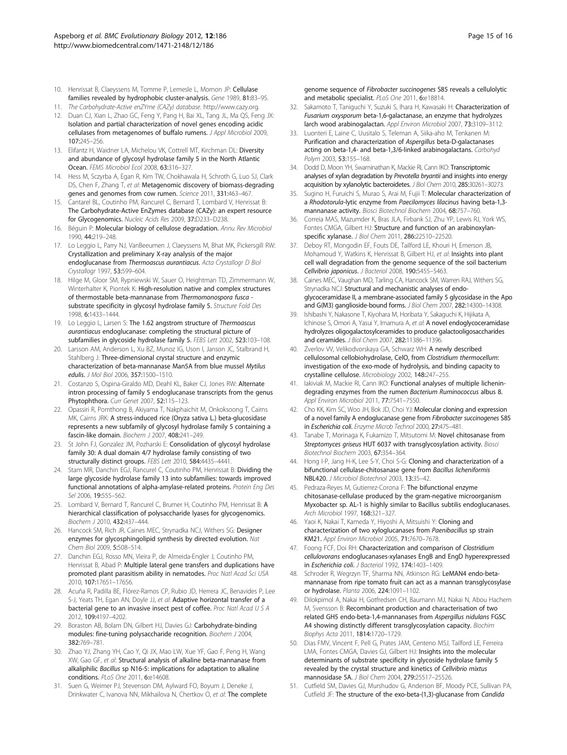10. Henrissat B, Claeyssens M, Tomme P, Lemesle L, Mornon JP: **Cellulase families revealed by hydrophobic cluster-analysis.** *Gene* 1989, **81:**83–95.
11. *The Carbohydrate-Active enZYme (CAZy) database.* http://www.cazy.org.
12. Duan CJ, Xian L, Zhao GC, Feng Y, Pang H, Bai XL, Tang JL, Ma QS, Feng JX: **Isolation and partial characterization of novel genes encoding acidic cellulases from metagenomes of buffalo rumens.** *J Appl Microbiol* 2009, **107:**245–256.
13. Elifantz H, Waidner LA, Michelou VK, Cottrell MT, Kirchman DL: **Diversity and abundance of glycosyl hydrolase family 5 in the North Atlantic Ocean.** *FEMS Microbiol Ecol* 2008, **63:**316–327.
14. Hess M, Sczyrba A, Egan R, Kim TW, Chokhawala H, Schroth G, Luo SJ, Clark DS, Chen F, Zhang T, *et al*: **Metagenomic discovery of biomass-degrading genes and genomes from cow rumen.** *Science* 2011, **331:**463–467.
15. Cantarel BL, Coutinho PM, Rancurel C, Bernard T, Lombard V, Henrissat B: **The Carbohydrate-Active EnZymes database (CAZy): an expert resource for Glycogenomics.** *Nucleic Acids Res* 2009, **37:**D233–D238.
16. Béguin P: **Molecular biology of cellulose degradation.** *Annu Rev Microbiol* 1990, **44:**219–248.
17. Lo Leggio L, Parry NJ, VanBeeumen J, Claeyssens M, Bhat MK, Pickersgill RW: **Crystallization and preliminary X-ray analysis of the major endoglucanase from** ***Thermoascus aurantiacus*****.** *Acta Crystallogr D Biol Crystallogr* 1997, **53:**599–604.
18. Hilge M, Gloor SM, Rypniewski W, Sauer O, Heightman TD, Zimmermann W, Winterhalter K, Piontek K: **High-resolution native and complex structures of thermostable beta-mannanase from** ***Thermomonospora fusca*** **- substrate specificity in glycosyl hydrolase family 5.** *Structure Fold Des* 1998, **6:**1433–1444.
19. Lo Leggio L, Larsen S: **The 1.62 angstrom structure of** ***Thermoascus aurantiacus*** **endoglucanase: completing the structural picture of subfamilies in glycoside hydrolase family 5.** *FEBS Lett* 2002, **523:**103–108.
20. Larsson AM, Anderson L, Xu BZ, Munoz IG, Uson I, Janson JC, Stalbrand H, Stahlberg J: **Three-dimensional crystal structure and enzymic characterization of beta-mannanase Man5A from blue mussel** ***Mytilus edulis*****.** *J Mol Biol* 2006, **357:**1500–1510.
21. Costanzo S, Ospina-Giraldo MD, Deahl KL, Baker CJ, Jones RW: **Alternate intron processing of family 5 endoglucanase transcripts from the genus Phytophthora.** *Curr Genet* 2007, **52:**115–123.
22. Opassiri R, Pomthong B, Akiyama T, Nakphaichit M, Onkoksoong T, Cairns MK, Cairns JRK: **A stress-induced rice (Oryza sativa L.) beta-glucosidase represents a new subfamily of glycosyl hydrolase family 5 containing a fascin-like domain.** *Biochem J* 2007, **408:**241–249.
23. St John FJ, Gonzalez JM, Pozharski E: **Consolidation of glycosyl hydrolase family 30: A dual domain 4/7 hydrolase family consisting of two structurally distinct groups.** *FEBS Lett* 2010, **584:**4435–4441.
24. Stam MR, Danchin EGJ, Rancurel C, Coutinho PM, Henrissat B: **Dividing the large glycoside hydrolase family 13 into subfamilies: towards improved functional annotations of alpha-amylase-related proteins.** *Protein Eng Des Sel* 2006, **19:**555–562.
25. Lombard V, Bernard T, Rancurel C, Brumer H, Coutinho PM, Henrissat B: **A hierarchical classification of polysaccharide lyases for glycogenomics.** *Biochem J* 2010, **432:**437–444.
26. Hancock SM, Rich JR, Caines MEC, Strynadka NCJ, Withers SG: **Designer enzymes for glycosphingolipid synthesis by directed evolution.** *Nat Chem Biol* 2009, **5:**508–514.
27. Danchin EGJ, Rosso MN, Vieira P, de Almeida-Engler J, Coutinho PM, Henrissat B, Abad P: **Multiple lateral gene transfers and duplications have promoted plant parasitism ability in nematodes.** *Proc Natl Acad Sci USA* 2010, **107:**17651–17656.
28. Acuña R, Padilla BE, Flórez-Ramos CP, Rubio JD, Herrera JC, Benavides P, Lee S-J, Yeats TH, Egan AN, Doyle JJ, *et al*: **Adaptive horizontal transfer of a bacterial gene to an invasive insect pest of coffee.** *Proc Natl Acad U S A* 2012, **109:**4197–4202.
29. Boraston AB, Bolam DN, Gilbert HJ, Davies GJ: **Carbohydrate-binding modules: fine-tuning polysaccharide recognition.** *Biochem J* 2004, **382:**769–781.
30. Zhao YJ, Zhang YH, Cao Y, Qi JX, Mao LW, Xue YF, Gao F, Peng H, Wang XW, Gao GF, *et al*: **Structural analysis of alkaline beta-mannanase from alkaliphilic** ***Bacillus*** **sp N16-5: implications for adaptation to alkaline conditions.** *PLoS One* 2011, **6:**e14608.
31. Suen G, Weimer PJ, Stevenson DM, Aylward FO, Boyum J, Deneke J, Drinkwater C, Ivanova NN, Mikhailova N, Chertkov O, *et al*: **The complete genome sequence of** ***Fibrobacter succinogenes*** **S85 reveals a cellulolytic and metabolic specialist.** *PLoS One* 2011, **6:**e18814.
32. Sakamoto T, Taniguchi Y, Suzuki S, Ihara H, Kawasaki H: **Characterization of** ***Fusarium oxysporum*** **beta-1,6-galactanase, an enzyme that hydrolyzes larch wood arabinogalactan.** *Appl Environ Microbiol* 2007, **73:**3109–3112.
33. Luonteri E, Laine C, Uusitalo S, Teleman A, Siika-aho M, Tenkanen M: **Purification and characterization of** ***Aspergillus*** **beta-D-galactanases acting on beta-1,4- and beta-1,3/6-linked arabinogalactans.** *Carbohyd Polym* 2003, **53:**155–168.
34. Dodd D, Moon YH, Swaminathan K, Mackie RI, Cann IKO: **Transcriptomic analyses of xylan degradation by** ***Prevotella bryantii*** **and insights into energy acquisition by xylanolytic bacteroidetes.** *J Biol Chem* 2010, **285:**30261–30273.
35. Sugino H, Furuichi S, Murao S, Arai M, Fujii T: **Molecular characterization of a** ***Rhodotorula*****-lytic enzyme from** ***Paecilomyces lilacinus*** **having beta-1,3-mannanase activity.** *Biosci Biotechnol Biochem* 2004, **68:**757–760.
36. Correia MAS, Mazumder K, Bras JLA, Firbank SJ, Zhu YP, Lewis RJ, York WS, Fontes CMGA, Gilbert HJ: **Structure and function of an arabinoxylan-specific xylanase.** *J Biol Chem* 2011, **286:**22510–22520.
37. Deboy RT, Mongodin EF, Fouts DE, Tailford LE, Khouri H, Emerson JB, Mohamoud Y, Watkins K, Henrissat B, Gilbert HJ, *et al*: **Insights into plant cell wall degradation from the genome sequence of the soil bacterium** ***Cellvibrio japonicus*****.** *J Bacteriol* 2008, **190:**5455–5463.
38. Caines MEC, Vaughan MD, Tarling CA, Hancock SM, Warren RAJ, Withers SG, Strynadka NCJ: **Structural and mechanistic analyses of endo-glycoceramidase II, a membrane-associated family 5 glycosidase in the Apo and G(M3) ganglioside-bound forms.** *J Biol Chem* 2007, **282:**14300–14308.
39. Ishibashi Y, Nakasone T, Kiyohara M, Horibata Y, Sakaguchi K, Hijikata A, Ichinose S, Omori A, Yasui Y, Imamura A, *et al*: **A novel endoglycoceramidase hydrolyzes oligogalactosylceramides to produce galactooligosaccharides and ceramides.** *J Biol Chem* 2007, **282:**11386–11396.
40. Zverlov VV, Velikodvorskaya GA, Schwarz WH: **A newly described cellulosomal cellobiohydrolase, CelO, from** ***Clostridium thermocellum*****: investigation of the exo-mode of hydrolysis, and binding capacity to crystalline cellulose.** *Microbiology* 2002, **148:**247–255.
41. Iakiviak M, Mackie RI, Cann IKO: **Functional analyses of multiple lichenin-degrading enzymes from the rumen** ***Bacterium Ruminococcus*** **albus 8.** *Appl Environ Microbiol* 2011, **77:**7541–7550.
42. Cho KK, Kim SC, Woo JH, Bok JD, Choi YJ: **Molecular cloning and expression of a novel family A endoglucanase gene from** ***Fibrobacter succinogenes*** **S85 in** ***Escherichia coli*****.** *Enzyme Microb Technol* 2000, **27:**475–481.
43. Tanabe T, Morinaga K, Fukamizo T, Mitsutomi M: **Novel chitosanase from** ***Streptomyces griseus*** **HUT 6037 with transglycosylation activity.** *Biosci Biotechnol Biochem* 2003, **67:**354–364.
44. Hong I-P, Jang H-K, Lee S-Y, Choi S-G: **Cloning and characterization of a bifunctional cellulase-chitosanase gene from** ***Bacillus licheniformis*** **NBL420.** *J Microbiol Biotechnol* 2003, **13:**35–42.
45. Pedraza-Reyes M, Gutierrez-Corona F: **The bifunctional enzyme chitosanase-cellulase produced by the gram-negative microorganism Myxobacter sp. AL-1 is highly similar to Bacillus subtilis endoglucanases.** *Arch Microbiol* 1997, **168:**321–327.
46. Yaoi K, Nakai T, Kameda Y, Hiyoshi A, Mitsuishi Y: **Cloning and characterization of two xyloglucanases from** ***Paenibacillus*** **sp strain KM21.** *Appl Environ Microbiol* 2005, **71:**7670–7678.
47. Foong FCF, Doi RH: **Characterization and comparison of** ***Clostridium cellulovorans*** **endoglucanases-xylanases EngB and EngD hyperexpressed in** ***Escherichia coli*****.** *J Bacteriol* 1992, **174:**1403–1409.
48. Schroder R, Wegrzyn TF, Sharma NN, Atkinson RG: **LeMAN4 endo-beta-mannanase from ripe tomato fruit can act as a mannan transglycosylase or hydrolase.** *Planta* 2006, **224:**1091–1102.
49. Dilokpimol A, Nakai H, Gotfredsen CH, Baumann MJ, Nakai N, Abou Hachem M, Svensson B: **Recombinant production and characterisation of two related GH5 endo-beta-1,4-mannanases from** ***Aspergillus nidulans*** **FGSC A4 showing distinctly different transglycosylation capacity.** *Biochim Biophys Acta* 2011, **1814:**1720–1729.
50. Dias FMV, Vincent F, Pell G, Prates JAM, Centeno MSJ, Tailford LE, Ferreira LMA, Fontes CMGA, Davies GJ, Gilbert HJ: **Insights into the molecular determinants of substrate specificity in glycoside hydrolase family 5 revealed by the crystal structure and kinetics of** ***Cellvibrio mixtus*** **mannosidase 5A.** *J Biol Chem* 2004, **279:**25517–25526.
51. Cutfield SM, Davies GJ, Murshudov G, Anderson BF, Moody PCE, Sullivan PA, Cutfield JF: **The structure of the exo-beta-(1,3)-glucanase from** ***Candida***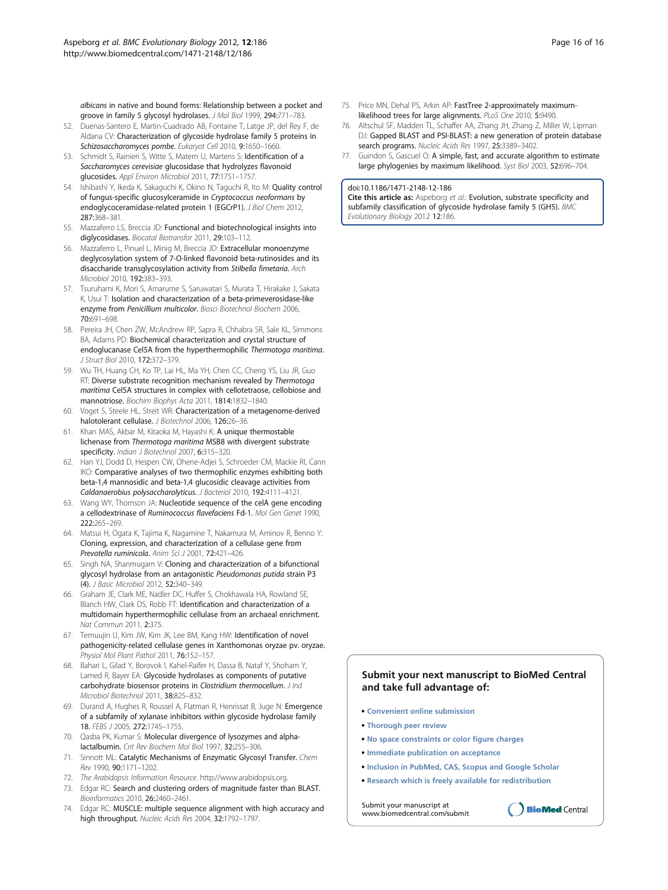*albicans* in native and bound forms: Relationship between a pocket and groove in family 5 glycosyl hydrolases. *J Mol Biol* 1999, **294:**771–783.

52. Duenas-Santero E, Martin-Cuadrado AB, Fontaine T, Latge JP, del Rey F, de Aldana CV: **Characterization of glycoside hydrolase family 5 proteins in *Schizosaccharomyces pombe*.** *Eukaryot Cell* 2010, **9:**1650–1660.
53. Schmidt S, Rainieri S, Witte S, Matern U, Martens S: **Identification of a *Saccharomyces cerevisiae* glucosidase that hydrolyzes flavonoid glucosides.** *Appl Environ Microbiol* 2011, **77:**1751–1757.
54. Ishibashi Y, Ikeda K, Sakaguchi K, Okino N, Taguchi R, Ito M: **Quality control of fungus-specific glucosylceramide in *Cryptococcus neoformans* by endoglycoceramidase-related protein 1 (EGCrP1).** *J Biol Chem* 2012, **287:**368–381.
55. Mazzaferro LS, Breccia JD: **Functional and biotechnological insights into diglycosidases.** *Biocatal Biotransfor* 2011, **29:**103–112.
56. Mazzaferro L, Pinuel L, Minig M, Breccia JD: **Extracellular monoenzyme deglycosylation system of 7-O-linked flavonoid beta-rutinosides and its disaccharide transglycosylation activity from *Stilbella fimetaria*.** *Arch Microbiol* 2010, **192:**383–393.
57. Tsuruhami K, Mori S, Amarume S, Saruwatari S, Murata T, Hirakake J, Sakata K, Usui T: **Isolation and characterization of a beta-primeverosidase-like enzyme from *Penicillium multicolor*.** *Biosci Biotechnol Biochem* 2006, **70:**691–698.
58. Pereira JH, Chen ZW, McAndrew RP, Sapra R, Chhabra SR, Sale KL, Simmons BA, Adams PD: **Biochemical characterization and crystal structure of endoglucanase Cel5A from the hyperthermophilic *Thermotoga maritima*.** *J Struct Biol* 2010, **172:**372–379.
59. Wu TH, Huang CH, Ko TP, Lai HL, Ma YH, Chen CC, Cheng YS, Liu JR, Guo RT: **Diverse substrate recognition mechanism revealed by *Thermotoga maritima* Cel5A structures in complex with cellotetraose, cellobiose and mannotriose.** *Biochim Biophys Acta* 2011, **1814:**1832–1840.
60. Voget S, Steele HL, Streit WR: **Characterization of a metagenome-derived halotolerant cellulase.** *J Biotechnol* 2006, **126:**26–36.
61. Khan MAS, Akbar M, Kitaoka M, Hayashi K: **A unique thermostable lichenase from *Thermotoga maritima* MSB8 with divergent substrate specificity.** *Indian J Biotechnol* 2007, **6:**315–320.
62. Han YJ, Dodd D, Hespen CW, Ohene-Adjei S, Schroeder CM, Mackie RI, Cann IKO: **Comparative analyses of two thermophilic enzymes exhibiting both beta-1,4 mannosidic and beta-1,4 glucosidic cleavage activities from *Caldanaerobius polysaccharolyticus*.** *J Bacteriol* 2010, **192:**4111–4121.
63. Wang WY, Thomson JA: **Nucleotide sequence of the celA gene encoding a cellodextrinase of *Ruminococcus flavefaciens* Fd-1.** *Mol Gen Genet* 1990, **222:**265–269.
64. Matsui H, Ogata K, Tajima K, Nagamine T, Nakamura M, Aminov R, Benno Y: **Cloning, expression, and characterization of a cellulase gene from *Prevotella ruminicola*.** *Anim Sci J* 2001, **72:**421–426.
65. Singh NA, Shanmugam V: **Cloning and characterization of a bifunctional glycosyl hydrolase from an antagonistic *Pseudomonas putida* strain P3 (4).** *J Basic Microbiol* 2012, **52:**340–349.
66. Graham JE, Clark ME, Nadler DC, Huffer S, Chokhawala HA, Rowland SE, Blanch HW, Clark DS, Robb FT: **Identification and characterization of a multidomain hyperthermophilic cellulase from an archaeal enrichment.** *Nat Commun* 2011, **2:**375.
67. Temuujin U, Kim JW, Kim JK, Lee BM, Kang HW: **Identification of novel pathogenicity-related cellulase genes in Xanthomonas oryzae pv. oryzae.** *Physiol Mol Plant Pathol* 2011, **76:**152–157.
68. Bahari L, Gilad Y, Borovok I, Kahel-Raifer H, Dassa B, Nataf Y, Shoham Y, Lamed R, Bayer EA: **Glycoside hydrolases as components of putative carbohydrate biosensor proteins in *Clostridium thermocellum*.** *J Ind Microbiol Biotechnol* 2011, **38:**825–832.
69. Durand A, Hughes R, Roussel A, Flatman R, Henrissat B, Juge N: **Emergence of a subfamily of xylanase inhibitors within glycoside hydrolase family 18.** *FEBS J* 2005, **272:**1745–1755.
70. Qasba PK, Kumar S: **Molecular divergence of lysozymes and alpha-lactalbumin.** *Crit Rev Biochem Mol Biol* 1997, **32:**255–306.
71. Sinnott ML: **Catalytic Mechanisms of Enzymatic Glycosyl Transfer.** *Chem Rev* 1990, **90:**1171–1202.
72. *The Arabidopsis Information Resource.* http://www.arabidopsis.org.
73. Edgar RC: **Search and clustering orders of magnitude faster than BLAST.** *Bioinformatics* 2010, **26:**2460–2461.
74. Edgar RC: **MUSCLE: multiple sequence alignment with high accuracy and high throughput.** *Nucleic Acids Res* 2004, **32:**1792–1797.
75. Price MN, Dehal PS, Arkin AP: **FastTree 2-approximately maximum-likelihood trees for large alignments.** *PLoS One* 2010, **5:**9490.
76. Altschul SF, Madden TL, Schaffer AA, Zhang JH, Zhang Z, Miller W, Lipman DJ: **Gapped BLAST and PSI-BLAST: a new generation of protein database search programs.** *Nucleic Acids Res* 1997, **25:**3389–3402.
77. Guindon S, Gascuel O: **A simple, fast, and accurate algorithm to estimate large phylogenies by maximum likelihood.** *Syst Biol* 2003, **52:**696–704.

doi:10.1186/1471-2148-12-186

**Cite this article as:** Aspeborg *et al.*: Evolution, substrate specificity and subfamily classification of glycoside hydrolase family 5 (GH5). *BMC Evolutionary Biology* 2012 **12**:186.

**Submit your next manuscript to BioMed Central and take full advantage of:**

- **Convenient online submission**
- **Thorough peer review**
- **No space constraints or color figure charges**
- **Immediate publication on acceptance**
- **Inclusion in PubMed, CAS, Scopus and Google Scholar**
- **Research which is freely available for redistribution**

Submit your manuscript at
www.biomedcentral.com/submit

BioMed Central